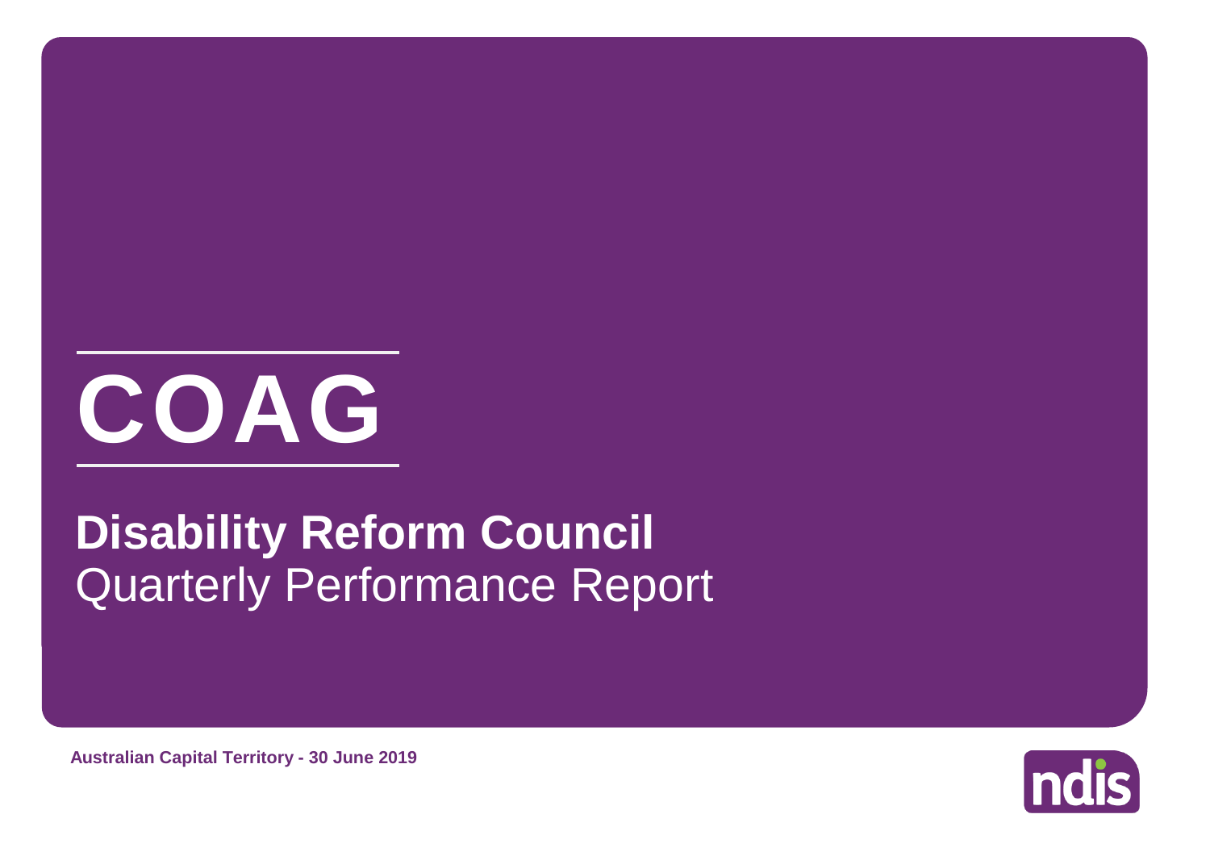# COAG

## Disability Reform Council
Quarterly Performance Report

**Australian Capital Territory - 30 June 2019**

ndis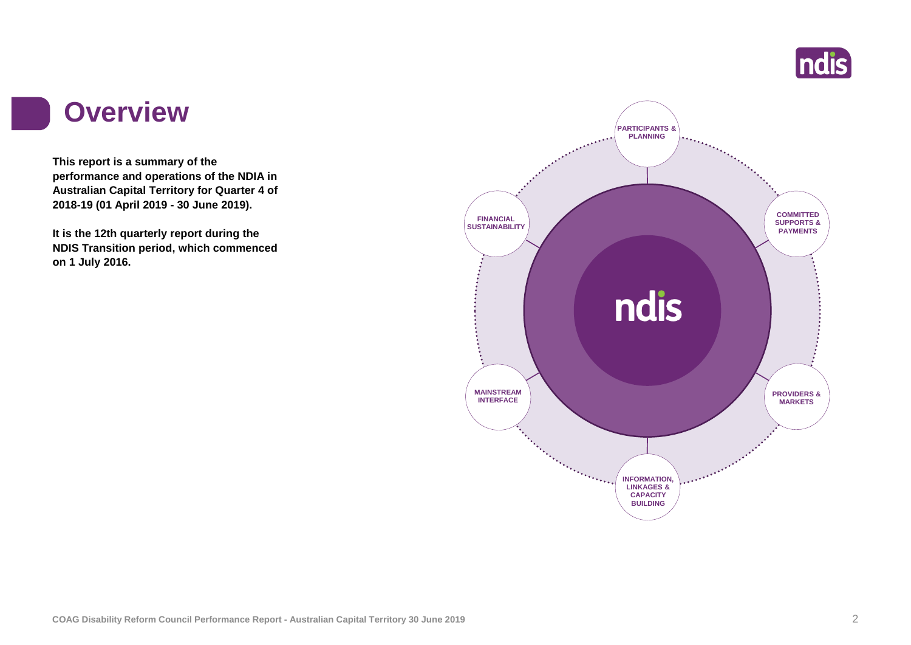# Overview

**This report is a summary of the performance and operations of the NDIA in Australian Capital Territory for Quarter 4 of 2018-19 (01 April 2019 - 30 June 2019).**

**It is the 12th quarterly report during the NDIS Transition period, which commenced on 1 July 2016.**

PARTICIPANTS & PLANNING

COMMITTED SUPPORTS & PAYMENTS

PROVIDERS & MARKETS

INFORMATION, LINKAGES & CAPACITY BUILDING

MAINSTREAM INTERFACE

FINANCIAL SUSTAINABILITY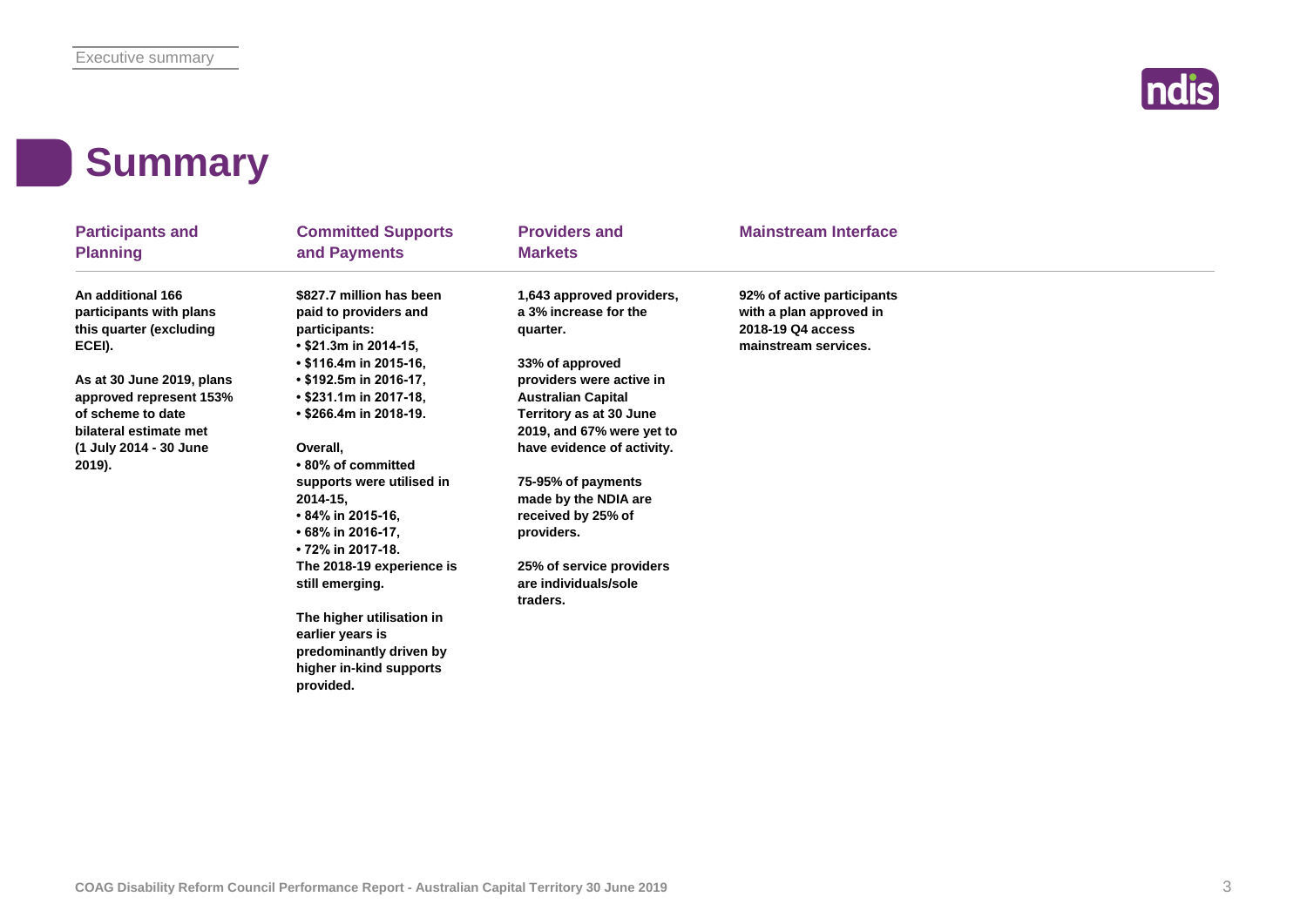# Summary

### Participants and Planning

**An additional 166 participants with plans this quarter (excluding ECEI).**

**As at 30 June 2019, plans approved represent 153% of scheme to date bilateral estimate met (1 July 2014 - 30 June 2019).**

### Committed Supports and Payments

**$827.7 million has been paid to providers and participants:**

- **$21.3m in 2014-15,**
- **$116.4m in 2015-16,**
- **$192.5m in 2016-17,**
- **$231.1m in 2017-18,**
- **$266.4m in 2018-19.**

**Overall,**

- **80% of committed supports were utilised in 2014-15,**
- **84% in 2015-16,**
- **68% in 2016-17,**
- **72% in 2017-18.**

**The 2018-19 experience is still emerging.**

**The higher utilisation in earlier years is predominantly driven by higher in-kind supports provided.**

### Providers and Markets

**1,643 approved providers, a 3% increase for the quarter.**

**33% of approved providers were active in Australian Capital Territory as at 30 June 2019, and 67% were yet to have evidence of activity.**

**75-95% of payments made by the NDIA are received by 25% of providers.**

**25% of service providers are individuals/sole traders.**

### Mainstream Interface

**92% of active participants with a plan approved in 2018-19 Q4 access mainstream services.**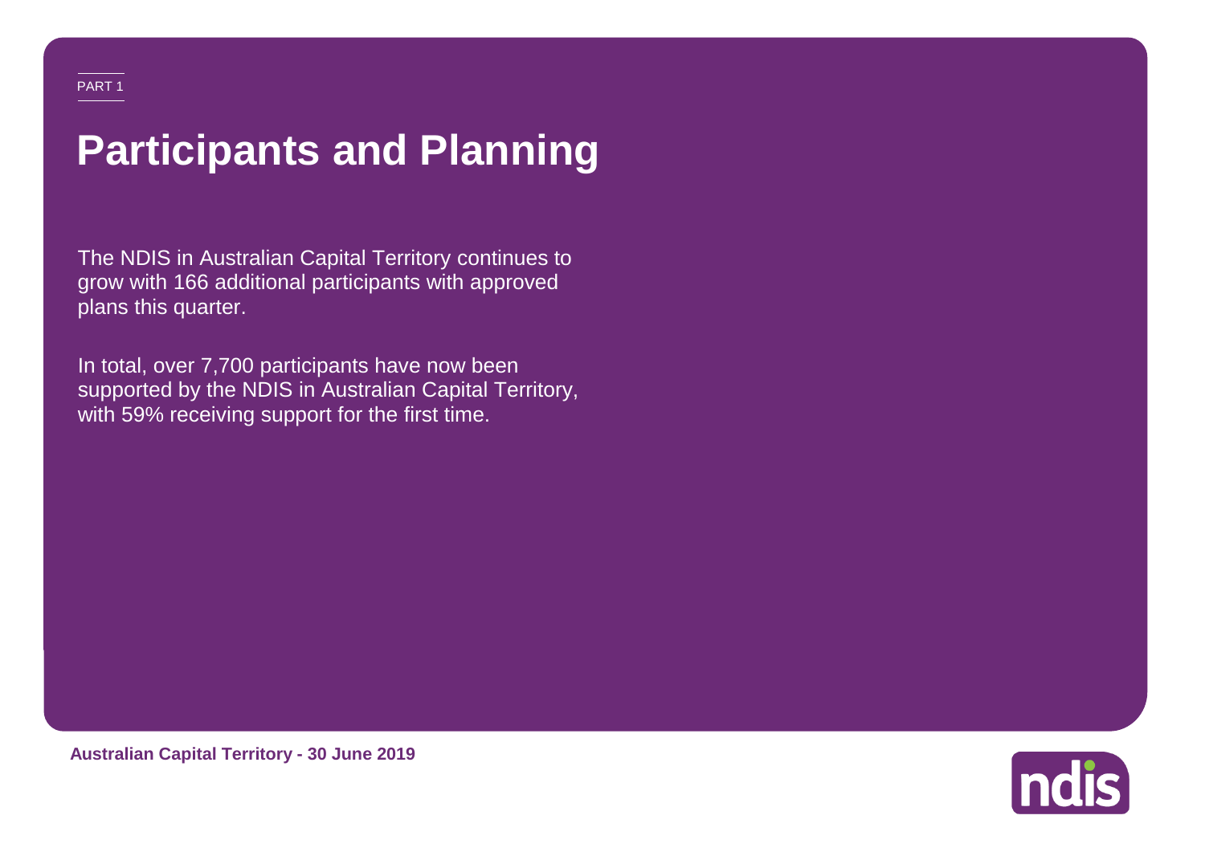PART 1

# Participants and Planning

The NDIS in Australian Capital Territory continues to grow with 166 additional participants with approved plans this quarter.

In total, over 7,700 participants have now been supported by the NDIS in Australian Capital Territory, with 59% receiving support for the first time.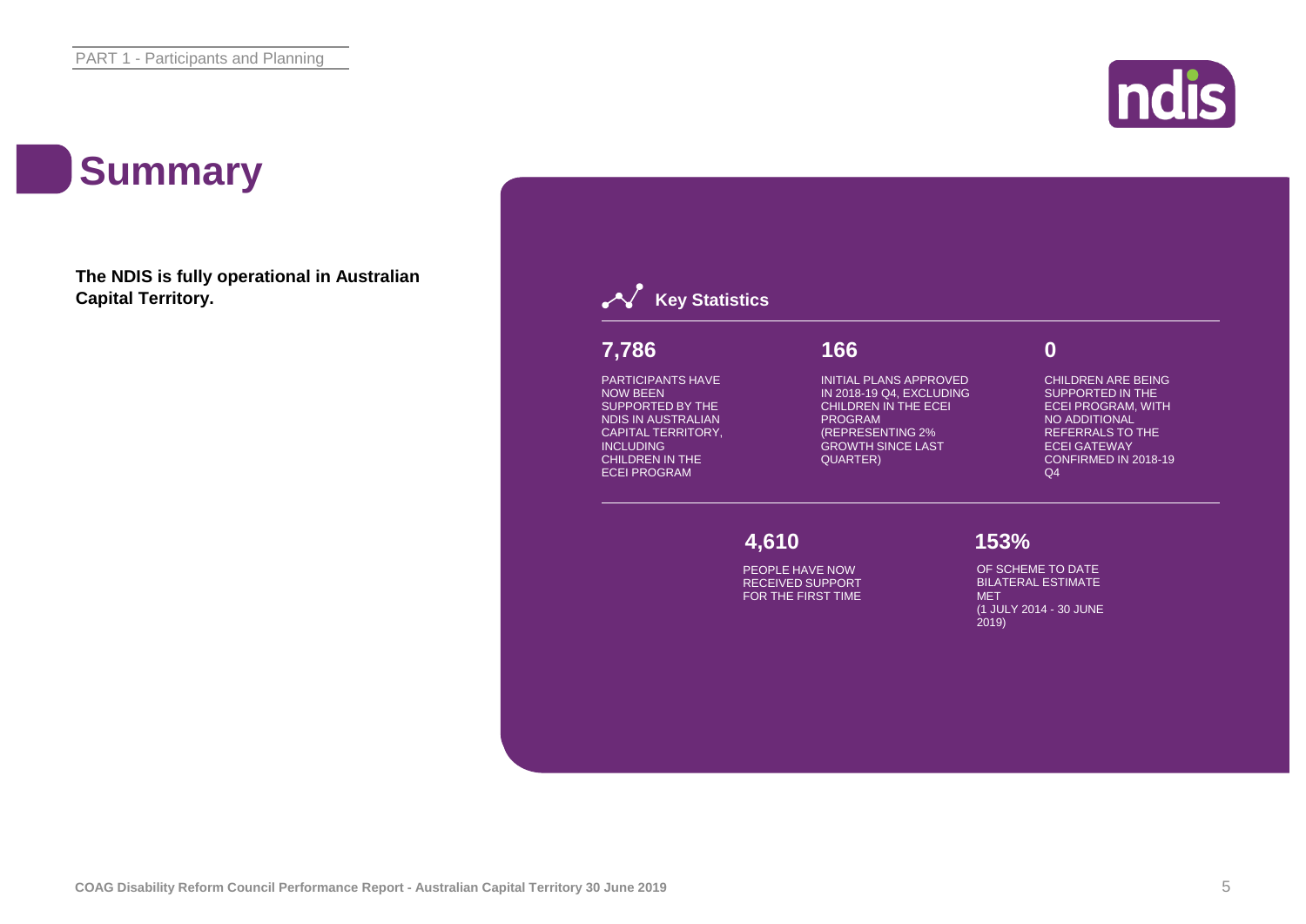# Summary

**The NDIS is fully operational in Australian Capital Territory.**

## Key Statistics

**7,786**

PARTICIPANTS HAVE NOW BEEN SUPPORTED BY THE NDIS IN AUSTRALIAN CAPITAL TERRITORY, INCLUDING CHILDREN IN THE ECEI PROGRAM

**166**

INITIAL PLANS APPROVED IN 2018-19 Q4, EXCLUDING CHILDREN IN THE ECEI PROGRAM (REPRESENTING 2% GROWTH SINCE LAST QUARTER)

**0**

CHILDREN ARE BEING SUPPORTED IN THE ECEI PROGRAM, WITH NO ADDITIONAL REFERRALS TO THE ECEI GATEWAY CONFIRMED IN 2018-19 Q4

**4,610**

PEOPLE HAVE NOW RECEIVED SUPPORT FOR THE FIRST TIME

**153%**

OF SCHEME TO DATE BILATERAL ESTIMATE MET (1 JULY 2014 - 30 JUNE 2019)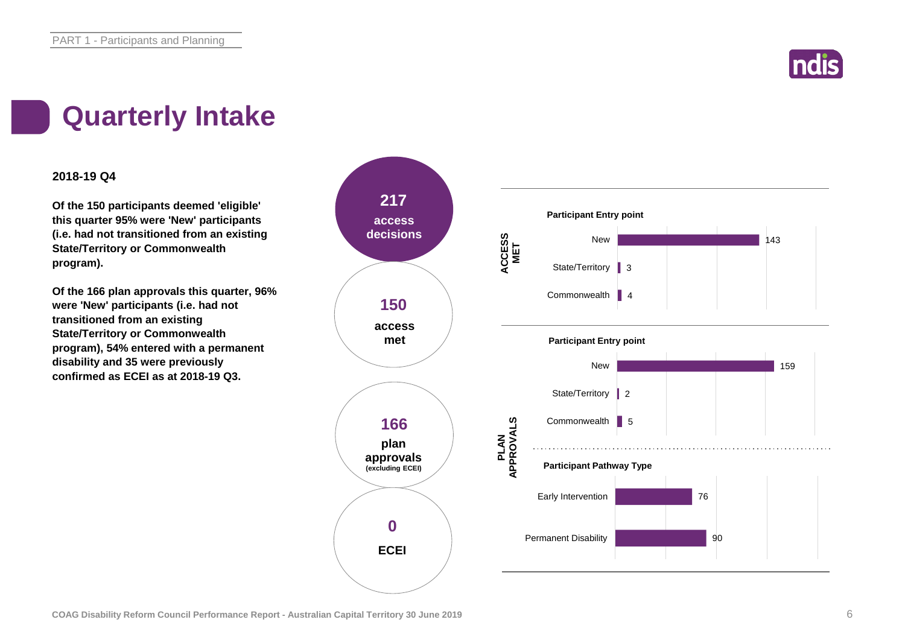# Quarterly Intake

**2018-19 Q4**

**Of the 150 participants deemed 'eligible' this quarter 95% were 'New' participants (i.e. had not transitioned from an existing State/Territory or Commonwealth program).**

**Of the 166 plan approvals this quarter, 96% were 'New' participants (i.e. had not transitioned from an existing State/Territory or Commonwealth program), 54% entered with a permanent disability and 35 were previously confirmed as ECEI as at 2018-19 Q3.**

**217** access decisions

**150** access met

**166** plan approvals (excluding ECEI)

**0** ECEI

**ACCESS MET**

**Participant Entry point**

| Entry point | Count |
|---|---|
| New | 143 |
| State/Territory | 3 |
| Commonwealth | 4 |

**PLAN APPROVALS**

**Participant Entry point**

| Entry point | Count |
|---|---|
| New | 159 |
| State/Territory | 2 |
| Commonwealth | 5 |

**Participant Pathway Type**

| Pathway Type | Count |
|---|---|
| Early Intervention | 76 |
| Permanent Disability | 90 |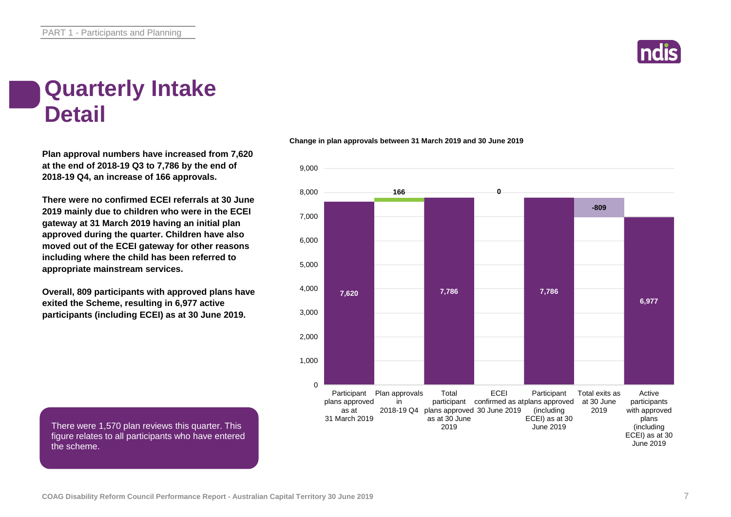# Quarterly Intake Detail

**Plan approval numbers have increased from 7,620 at the end of 2018-19 Q3 to 7,786 by the end of 2018-19 Q4, an increase of 166 approvals.**

**There were no confirmed ECEI referrals at 30 June 2019 mainly due to children who were in the ECEI gateway at 31 March 2019 having an initial plan approved during the quarter. Children have also moved out of the ECEI gateway for other reasons including where the child has been referred to appropriate mainstream services.**

**Overall, 809 participants with approved plans have exited the Scheme, resulting in 6,977 active participants (including ECEI) as at 30 June 2019.**

There were 1,570 plan reviews this quarter. This figure relates to all participants who have entered the scheme.

**Change in plan approvals between 31 March 2019 and 30 June 2019**

| Category | Value |
|---|---|
| Participant plans approved as at 31 March 2019 | 7,620 |
| Plan approvals in 2018-19 Q4 | 166 |
| Total participant plans approved as at 30 June 2019 | 7,786 |
| ECEI confirmed as at 30 June 2019 | 0 |
| Participant plans approved (including ECEI) as at 30 June 2019 | 7,786 |
| Total exits as at 30 June 2019 | -809 |
| Active participants with approved plans (including ECEI) as at 30 June 2019 | 6,977 |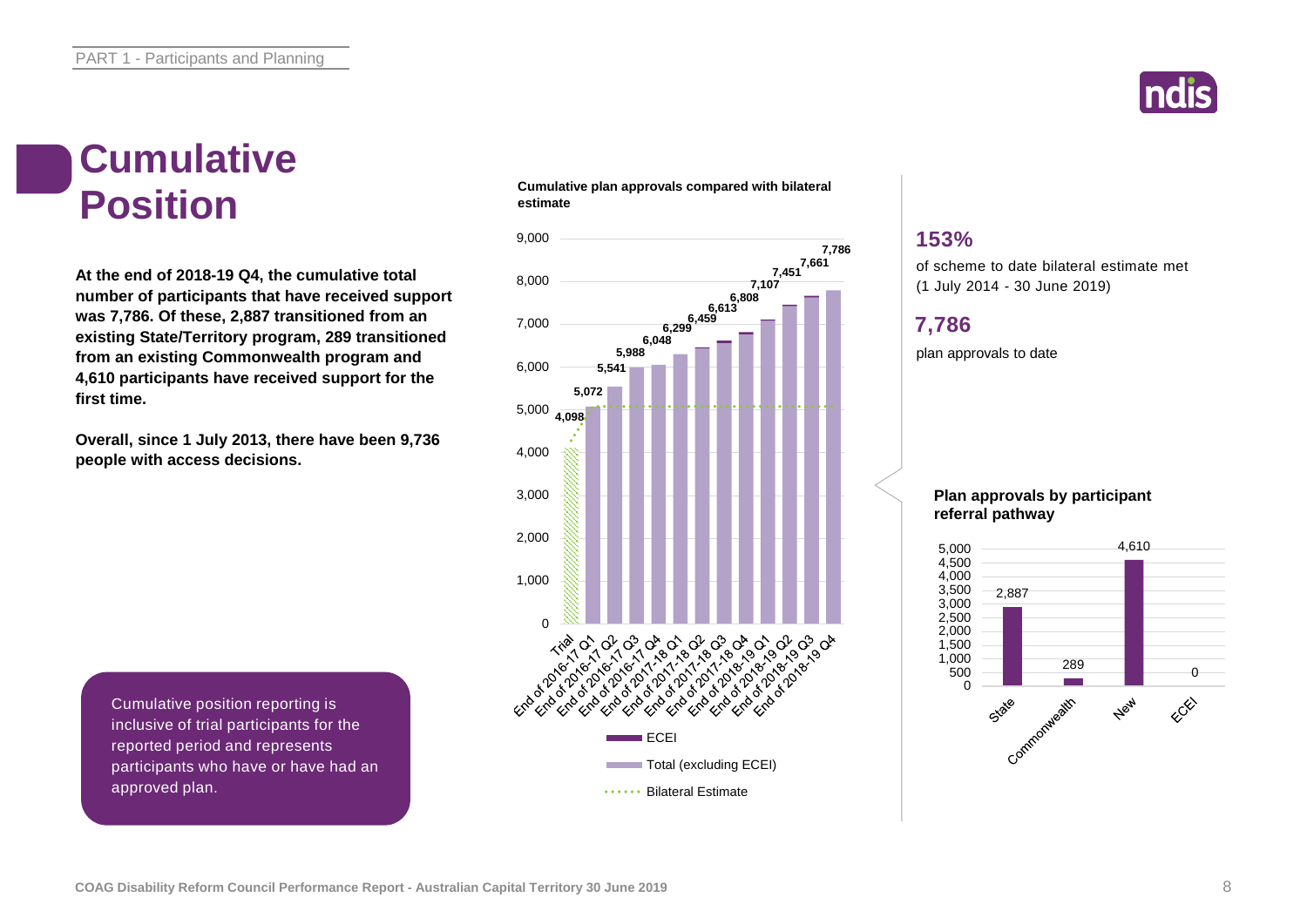PART 1 - Participants and Planning

# Cumulative Position

**At the end of 2018-19 Q4, the cumulative total number of participants that have received support was 7,786. Of these, 2,887 transitioned from an existing State/Territory program, 289 transitioned from an existing Commonwealth program and 4,610 participants have received support for the first time.**

**Overall, since 1 July 2013, there have been 9,736 people with access decisions.**

Cumulative position reporting is inclusive of trial participants for the reported period and represents participants who have or have had an approved plan.

**Cumulative plan approvals compared with bilateral estimate**

| Period | Total |
|---|---|
| Trial | 4,098 |
| End of 2016-17 Q1 | 5,072 |
| End of 2016-17 Q2 | 5,541 |
| End of 2016-17 Q3 | 5,988 |
| End of 2016-17 Q4 | 6,048 |
| End of 2017-18 Q1 | 6,299 |
| End of 2017-18 Q2 | 6,459 |
| End of 2017-18 Q3 | 6,613 |
| End of 2017-18 Q4 | 6,808 |
| End of 2018-19 Q1 | 7,107 |
| End of 2018-19 Q2 | 7,451 |
| End of 2018-19 Q3 | 7,661 |
| End of 2018-19 Q4 | 7,786 |

Legend: ECEI; Total (excluding ECEI); Bilateral Estimate

### 153%

of scheme to date bilateral estimate met (1 July 2014 - 30 June 2019)

### 7,786

plan approvals to date

**Plan approvals by participant referral pathway**

| State | Commonwealth | New | ECEI |
|---|---|---|---|
| 2,887 | 289 | 4,610 | 0 |

COAG Disability Reform Council Performance Report - Australian Capital Territory 30 June 2019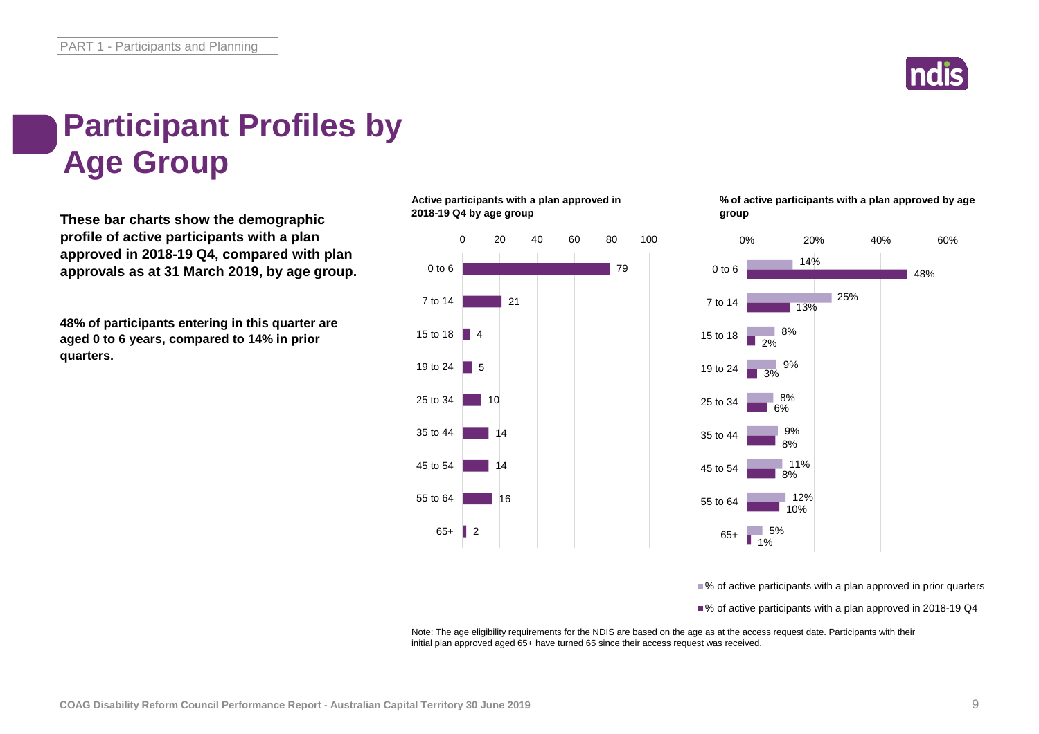# Participant Profiles by Age Group

**These bar charts show the demographic profile of active participants with a plan approved in 2018-19 Q4, compared with plan approvals as at 31 March 2019, by age group.**

**48% of participants entering in this quarter are aged 0 to 6 years, compared to 14% in prior quarters.**

**Active participants with a plan approved in 2018-19 Q4 by age group**

| Age group | Active participants |
|---|---|
| 0 to 6 | 79 |
| 7 to 14 | 21 |
| 15 to 18 | 4 |
| 19 to 24 | 5 |
| 25 to 34 | 10 |
| 35 to 44 | 14 |
| 45 to 54 | 14 |
| 55 to 64 | 16 |
| 65+ | 2 |

**% of active participants with a plan approved by age group**

| Age group | % of active participants with a plan approved in prior quarters | % of active participants with a plan approved in 2018-19 Q4 |
|---|---|---|
| 0 to 6 | 14% | 48% |
| 7 to 14 | 25% | 13% |
| 15 to 18 | 8% | 2% |
| 19 to 24 | 9% | 3% |
| 25 to 34 | 8% | 6% |
| 35 to 44 | 9% | 8% |
| 45 to 54 | 11% | 8% |
| 55 to 64 | 12% | 10% |
| 65+ | 5% | 1% |

Note: The age eligibility requirements for the NDIS are based on the age as at the access request date. Participants with their initial plan approved aged 65+ have turned 65 since their access request was received.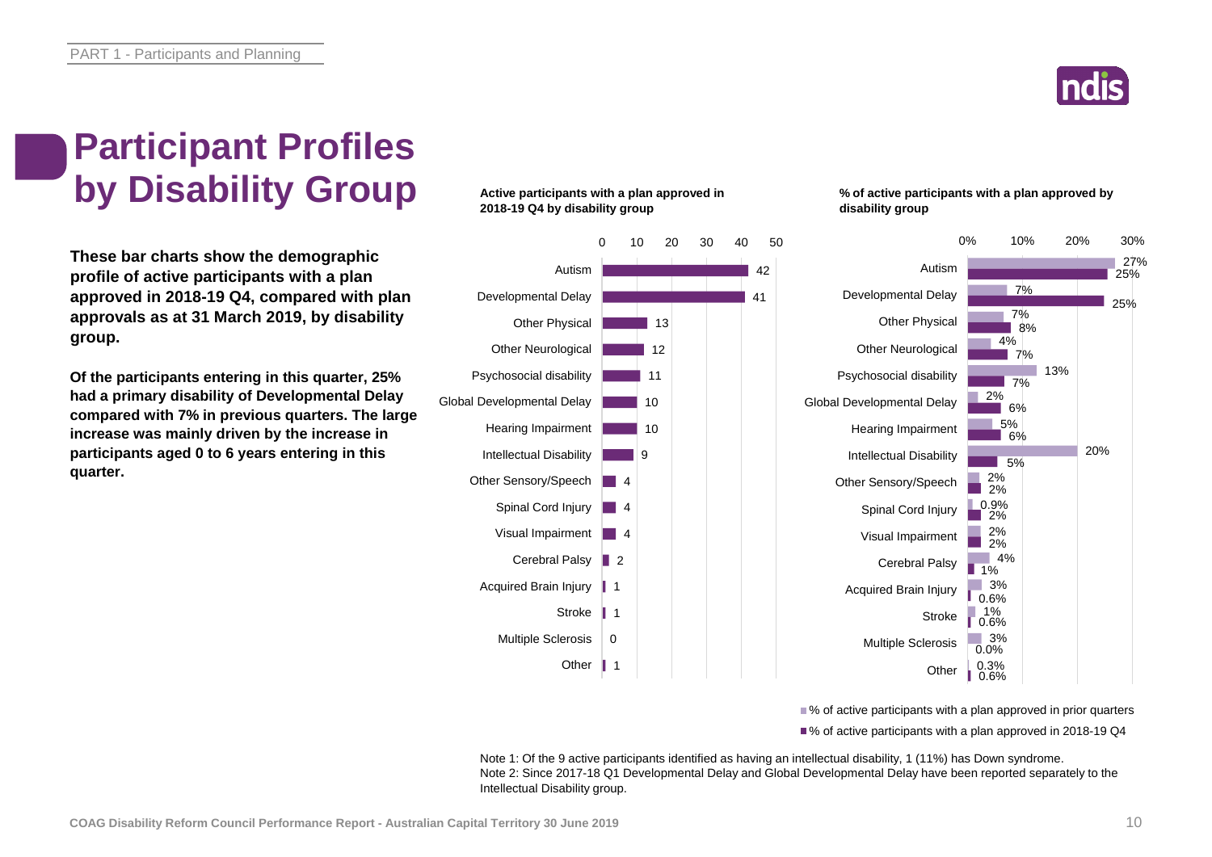# Participant Profiles by Disability Group

**These bar charts show the demographic profile of active participants with a plan approved in 2018-19 Q4, compared with plan approvals as at 31 March 2019, by disability group.**

**Of the participants entering in this quarter, 25% had a primary disability of Developmental Delay compared with 7% in previous quarters. The large increase was mainly driven by the increase in participants aged 0 to 6 years entering in this quarter.**

**Active participants with a plan approved in 2018-19 Q4 by disability group**

| Disability group | Active participants |
|---|---|
| Autism | 42 |
| Developmental Delay | 41 |
| Other Physical | 13 |
| Other Neurological | 12 |
| Psychosocial disability | 11 |
| Global Developmental Delay | 10 |
| Hearing Impairment | 10 |
| Intellectual Disability | 9 |
| Other Sensory/Speech | 4 |
| Spinal Cord Injury | 4 |
| Visual Impairment | 4 |
| Cerebral Palsy | 2 |
| Acquired Brain Injury | 1 |
| Stroke | 1 |
| Multiple Sclerosis | 0 |
| Other | 1 |

**% of active participants with a plan approved by disability group**

| Disability group | % of active participants with a plan approved in prior quarters | % of active participants with a plan approved in 2018-19 Q4 |
|---|---|---|
| Autism | 27% | 25% |
| Developmental Delay | 7% | 25% |
| Other Physical | 7% | 8% |
| Other Neurological | 4% | 7% |
| Psychosocial disability | 13% | 7% |
| Global Developmental Delay | 2% | 6% |
| Hearing Impairment | 5% | 6% |
| Intellectual Disability | 20% | 5% |
| Other Sensory/Speech | 2% | 2% |
| Spinal Cord Injury | 0.9% | 2% |
| Visual Impairment | 2% | 2% |
| Cerebral Palsy | 4% | 1% |
| Acquired Brain Injury | 3% | 0.6% |
| Stroke | 1% | 0.6% |
| Multiple Sclerosis | 3% | 0.0% |
| Other | 0.3% | 0.6% |

Note 1: Of the 9 active participants identified as having an intellectual disability, 1 (11%) has Down syndrome.
Note 2: Since 2017-18 Q1 Developmental Delay and Global Developmental Delay have been reported separately to the Intellectual Disability group.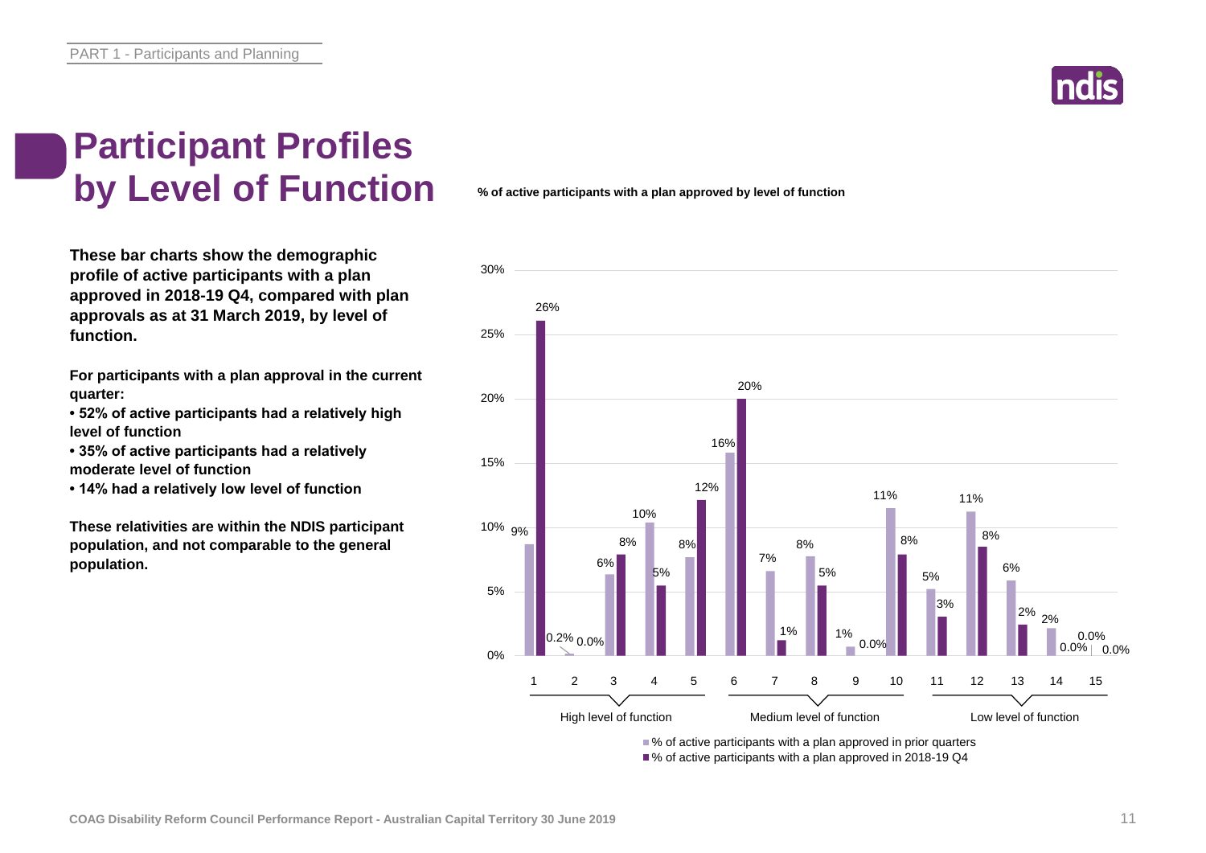# Participant Profiles by Level of Function

**These bar charts show the demographic profile of active participants with a plan approved in 2018-19 Q4, compared with plan approvals as at 31 March 2019, by level of function.**

**For participants with a plan approval in the current quarter:**

- **52% of active participants had a relatively high level of function**
- **35% of active participants had a relatively moderate level of function**
- **14% had a relatively low level of function**

**These relativities are within the NDIS participant population, and not comparable to the general population.**

**% of active participants with a plan approved by level of function**

| Level of function | | % of active participants with a plan approved in prior quarters | % of active participants with a plan approved in 2018-19 Q4 |
|---|---|---|---|
| High level of function | 1 | 9% | 26% |
| | 2 | 0.2% | 0.0% |
| | 3 | 6% | 8% |
| | 4 | 10% | 5% |
| | 5 | 8% | 12% |
| Medium level of function | 6 | 16% | 20% |
| | 7 | 7% | 1% |
| | 8 | 8% | 5% |
| | 9 | 1% | 0.0% |
| | 10 | 11% | 8% |
| Low level of function | 11 | 5% | 3% |
| | 12 | 11% | 8% |
| | 13 | 6% | 2% |
| | 14 | 2% | 0.0% |
| | 15 | 0.0% | 0.0% |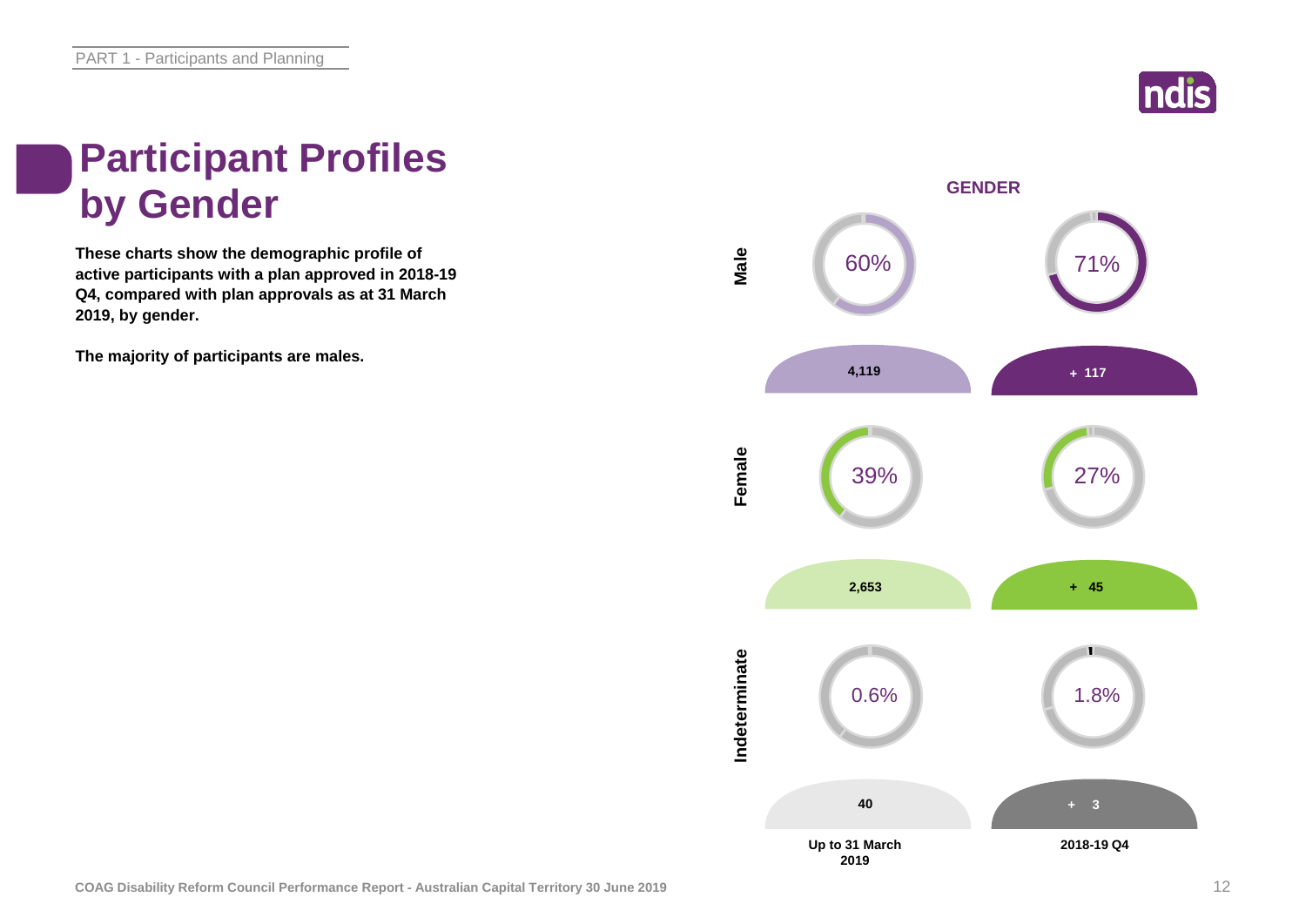# Participant Profiles by Gender

**These charts show the demographic profile of active participants with a plan approved in 2018-19 Q4, compared with plan approvals as at 31 March 2019, by gender.**

**The majority of participants are males.**

**GENDER**

| | Up to 31 March 2019 | | 2018-19 Q4 | |
|---|---|---|---|---|
| | % | Number | % | Number |
| Male | 60% | 4,119 | 71% | + 117 |
| Female | 39% | 2,653 | 27% | + 45 |
| Indeterminate | 0.6% | 40 | 1.8% | + 3 |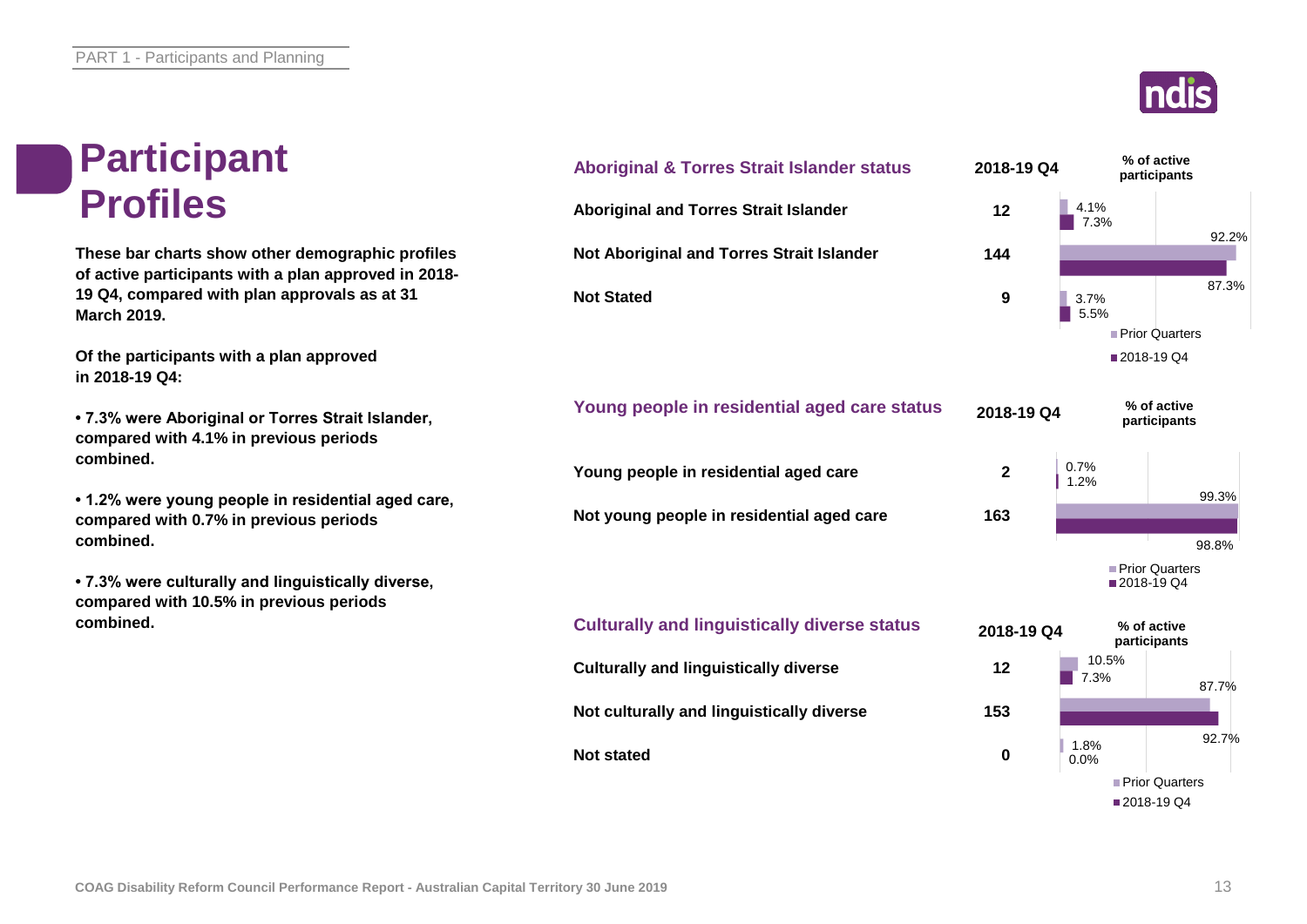# Participant Profiles

**These bar charts show other demographic profiles of active participants with a plan approved in 2018-19 Q4, compared with plan approvals as at 31 March 2019.**

**Of the participants with a plan approved in 2018-19 Q4:**

- **7.3% were Aboriginal or Torres Strait Islander, compared with 4.1% in previous periods combined.**
- **1.2% were young people in residential aged care, compared with 0.7% in previous periods combined.**
- **7.3% were culturally and linguistically diverse, compared with 10.5% in previous periods combined.**

## Aboriginal & Torres Strait Islander status

| | 2018-19 Q4 | % of active participants – Prior Quarters | % of active participants – 2018-19 Q4 |
|---|---|---|---|
| Aboriginal and Torres Strait Islander | 12 | 4.1% | 7.3% |
| Not Aboriginal and Torres Strait Islander | 144 | 92.2% | 87.3% |
| Not Stated | 9 | 3.7% | 5.5% |

## Young people in residential aged care status

| | 2018-19 Q4 | % of active participants – Prior Quarters | % of active participants – 2018-19 Q4 |
|---|---|---|---|
| Young people in residential aged care | 2 | 0.7% | 1.2% |
| Not young people in residential aged care | 163 | 99.3% | 98.8% |

## Culturally and linguistically diverse status

| | 2018-19 Q4 | % of active participants – Prior Quarters | % of active participants – 2018-19 Q4 |
|---|---|---|---|
| Culturally and linguistically diverse | 12 | 10.5% | 7.3% |
| Not culturally and linguistically diverse | 153 | 87.7% | 92.7% |
| Not stated | 0 | 1.8% | 0.0% |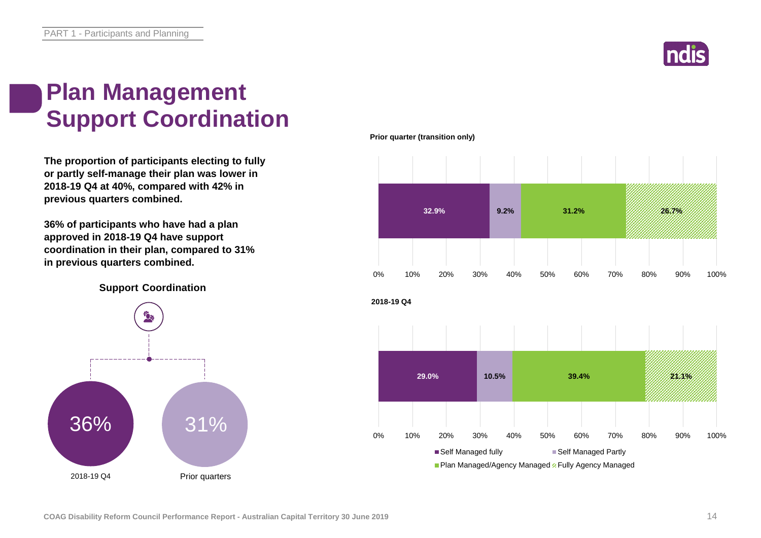# Plan Management Support Coordination

**The proportion of participants electing to fully or partly self-manage their plan was lower in 2018-19 Q4 at 40%, compared with 42% in previous quarters combined.**

**36% of participants who have had a plan approved in 2018-19 Q4 have support coordination in their plan, compared to 31% in previous quarters combined.**

**Support Coordination**

| 2018-19 Q4 | Prior quarters |
|---|---|
| 36% | 31% |

**Prior quarter (transition only)**

| Self Managed fully | Self Managed Partly | Plan Managed/Agency Managed | Fully Agency Managed |
|---|---|---|---|
| 32.9% | 9.2% | 31.2% | 26.7% |

**2018-19 Q4**

| Self Managed fully | Self Managed Partly | Plan Managed/Agency Managed | Fully Agency Managed |
|---|---|---|---|
| 29.0% | 10.5% | 39.4% | 21.1% |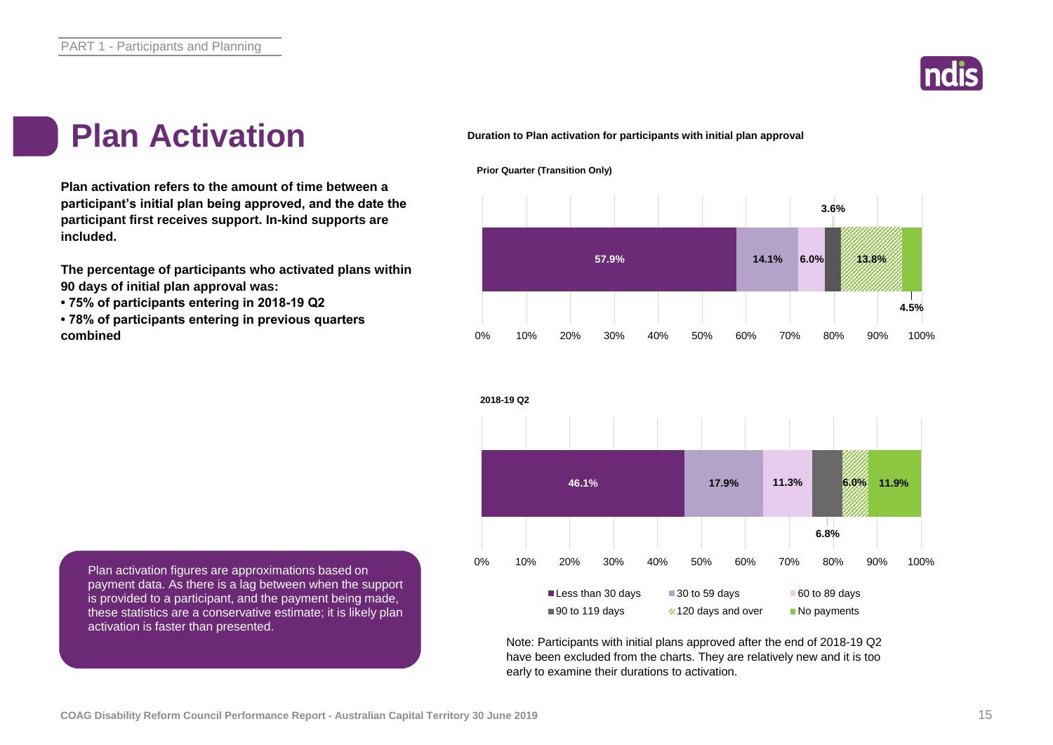# Plan Activation

**Plan activation refers to the amount of time between a participant's initial plan being approved, and the date the participant first receives support. In-kind supports are included.**

**The percentage of participants who activated plans within 90 days of initial plan approval was:**

- **75% of participants entering in 2018-19 Q2**
- **78% of participants entering in previous quarters combined**

Plan activation figures are approximations based on payment data. As there is a lag between when the support is provided to a participant, and the payment being made, these statistics are a conservative estimate; it is likely plan activation is faster than presented.

**Duration to Plan activation for participants with initial plan approval**

| Period | Less than 30 days | 30 to 59 days | 60 to 89 days | 90 to 119 days | 120 days and over | No payments |
|---|---|---|---|---|---|---|
| Prior Quarter (Transition Only) | 57.9% | 14.1% | 6.0% | 3.6% | 13.8% | 4.5% |
| 2018-19 Q2 | 46.1% | 17.9% | 11.3% | 6.8% | 6.0% | 11.9% |

Note: Participants with initial plans approved after the end of 2018-19 Q2 have been excluded from the charts. They are relatively new and it is too early to examine their durations to activation.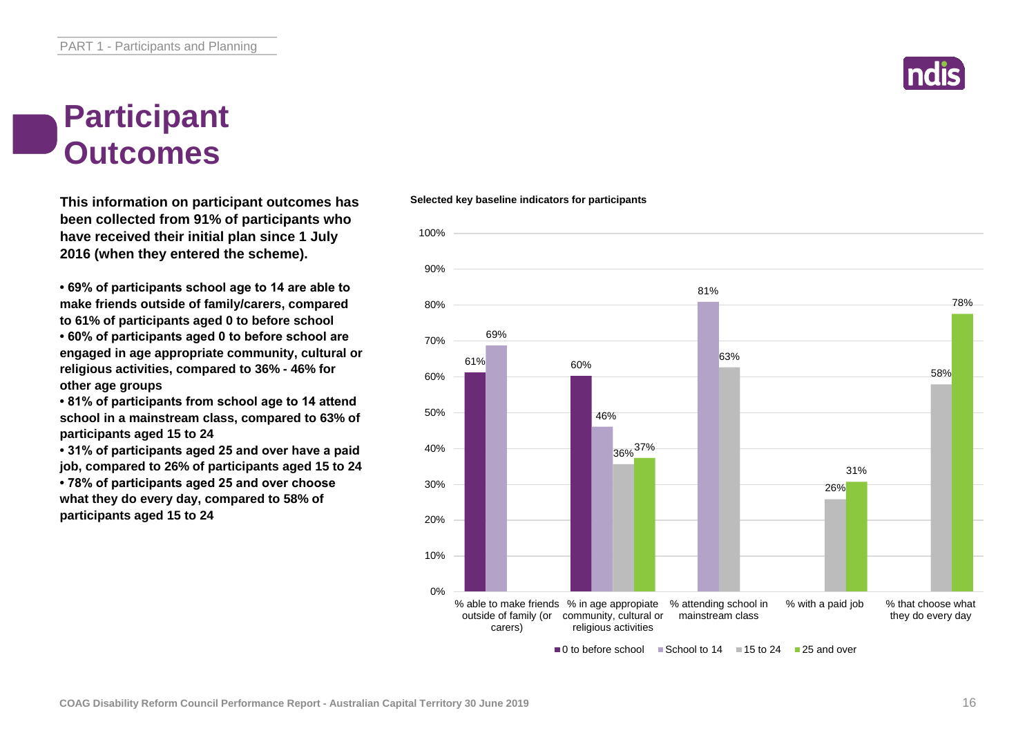# Participant Outcomes

**This information on participant outcomes has been collected from 91% of participants who have received their initial plan since 1 July 2016 (when they entered the scheme).**

- **69% of participants school age to 14 are able to make friends outside of family/carers, compared to 61% of participants aged 0 to before school**
- **60% of participants aged 0 to before school are engaged in age appropriate community, cultural or religious activities, compared to 36% - 46% for other age groups**
- **81% of participants from school age to 14 attend school in a mainstream class, compared to 63% of participants aged 15 to 24**
- **31% of participants aged 25 and over have a paid job, compared to 26% of participants aged 15 to 24**
- **78% of participants aged 25 and over choose what they do every day, compared to 58% of participants aged 15 to 24**

**Selected key baseline indicators for participants**

| Indicator | 0 to before school | School to 14 | 15 to 24 | 25 and over |
|---|---|---|---|---|
| % able to make friends outside of family (or carers) | 61% | 69% | | |
| % in age appropiate community, cultural or religious activities | 60% | 46% | 36% | 37% |
| % attending school in mainstream class | | 81% | 63% | |
| % with a paid job | | | 26% | 31% |
| % that choose what they do every day | | | 58% | 78% |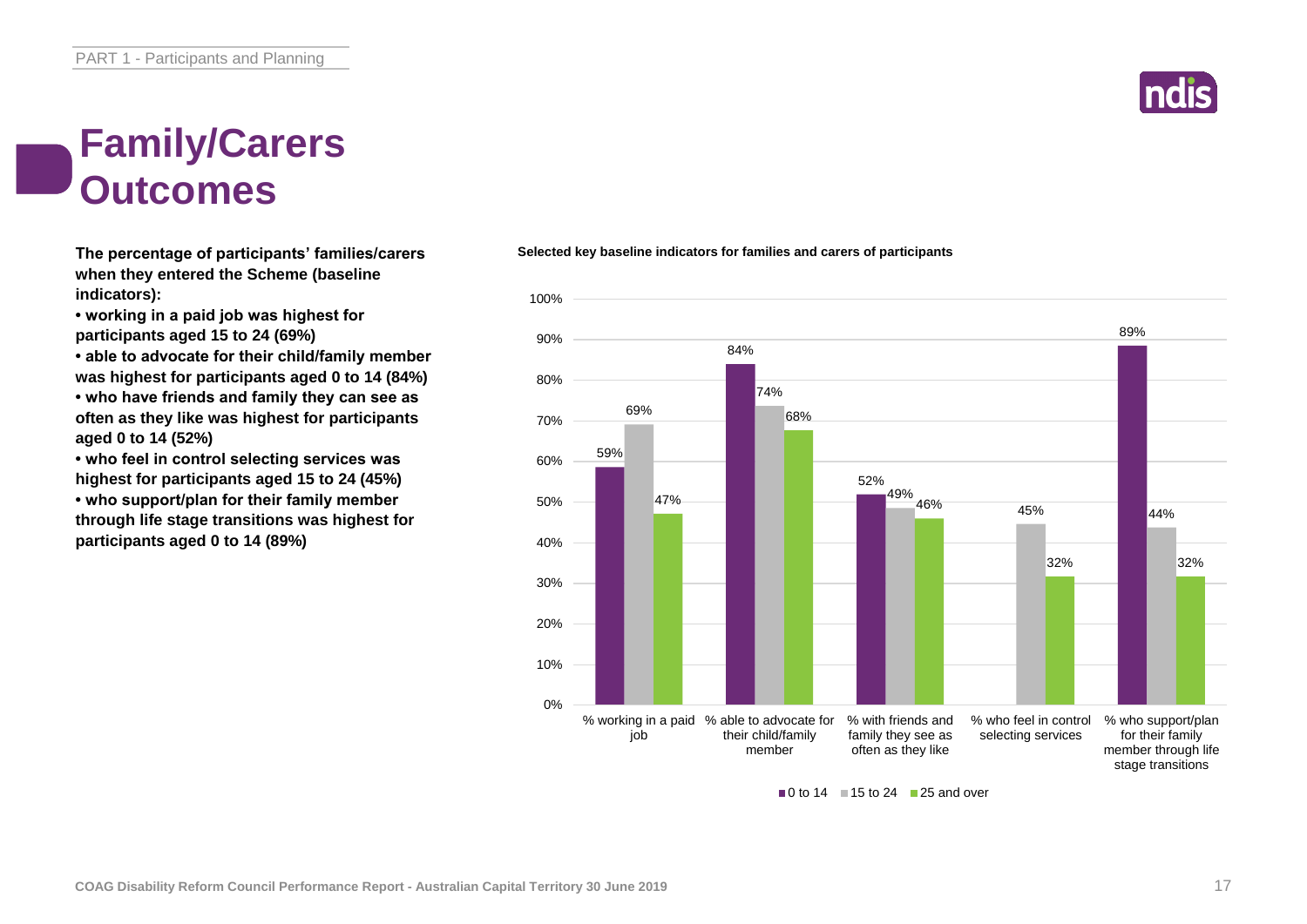# Family/Carers Outcomes

**The percentage of participants' families/carers when they entered the Scheme (baseline indicators):**

- **working in a paid job was highest for participants aged 15 to 24 (69%)**
- **able to advocate for their child/family member was highest for participants aged 0 to 14 (84%)**
- **who have friends and family they can see as often as they like was highest for participants aged 0 to 14 (52%)**
- **who feel in control selecting services was highest for participants aged 15 to 24 (45%)**
- **who support/plan for their family member through life stage transitions was highest for participants aged 0 to 14 (89%)**

**Selected key baseline indicators for families and carers of participants**

| Indicator | 0 to 14 | 15 to 24 | 25 and over |
| --- | --- | --- | --- |
| % working in a paid job | 59% | 69% | 47% |
| % able to advocate for their child/family member | 84% | 74% | 68% |
| % with friends and family they see as often as they like | 52% | 49% | 46% |
| % who feel in control selecting services | | 45% | 32% |
| % who support/plan for their family member through life stage transitions | 89% | 44% | 32% |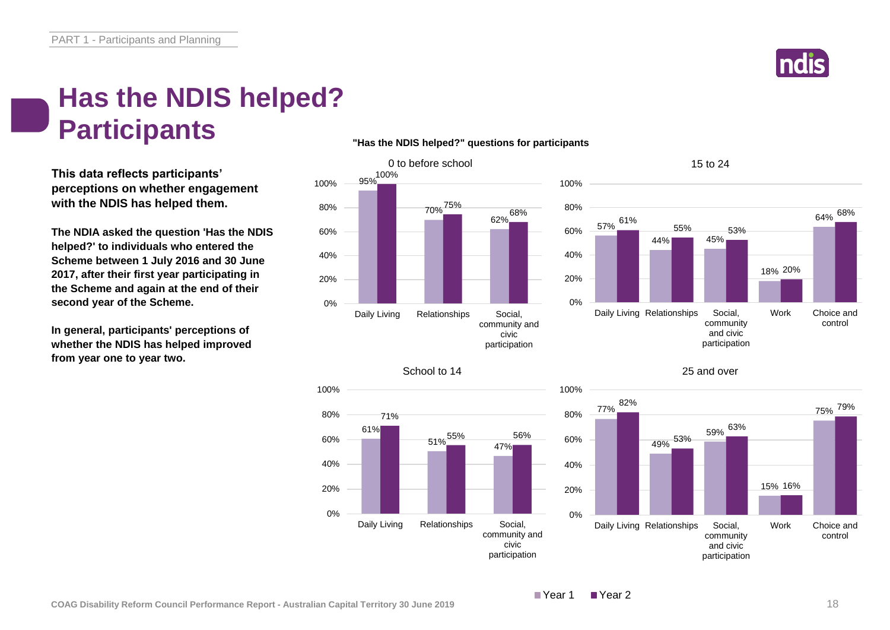PART 1 - Participants and Planning

# Has the NDIS helped? Participants

**This data reflects participants' perceptions on whether engagement with the NDIS has helped them.**

**The NDIA asked the question 'Has the NDIS helped?' to individuals who entered the Scheme between 1 July 2016 and 30 June 2017, after their first year participating in the Scheme and again at the end of their second year of the Scheme.**

**In general, participants' perceptions of whether the NDIS has helped improved from year one to year two.**

**"Has the NDIS helped?" questions for participants**

0 to before school

| | Year 1 | Year 2 |
|---|---|---|
| Daily Living | 95% | 100% |
| Relationships | 70% | 75% |
| Social, community and civic participation | 62% | 68% |

School to 14

| | Year 1 | Year 2 |
|---|---|---|
| Daily Living | 61% | 71% |
| Relationships | 51% | 55% |
| Social, community and civic participation | 47% | 56% |

15 to 24

| | Year 1 | Year 2 |
|---|---|---|
| Daily Living | 57% | 61% |
| Relationships | 44% | 55% |
| Social, community and civic participation | 45% | 53% |
| Work | 18% | 20% |
| Choice and control | 64% | 68% |

25 and over

| | Year 1 | Year 2 |
|---|---|---|
| Daily Living | 77% | 82% |
| Relationships | 49% | 53% |
| Social, community and civic participation | 59% | 63% |
| Work | 15% | 16% |
| Choice and control | 75% | 79% |

COAG Disability Reform Council Performance Report - Australian Capital Territory 30 June 2019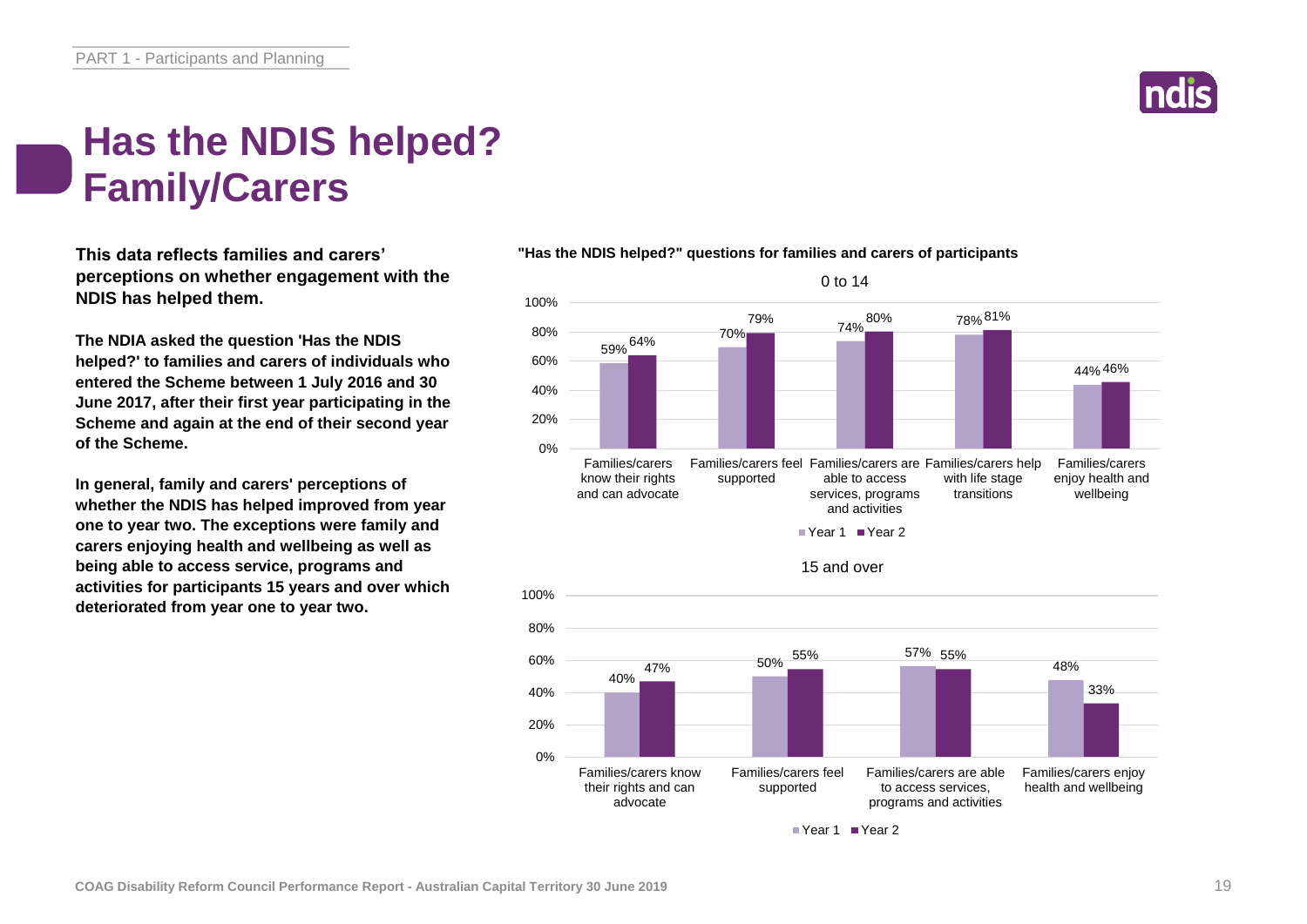# Has the NDIS helped? Family/Carers

**This data reflects families and carers' perceptions on whether engagement with the NDIS has helped them.**

**The NDIA asked the question 'Has the NDIS helped?' to families and carers of individuals who entered the Scheme between 1 July 2016 and 30 June 2017, after their first year participating in the Scheme and again at the end of their second year of the Scheme.**

**In general, family and carers' perceptions of whether the NDIS has helped improved from year one to year two. The exceptions were family and carers enjoying health and wellbeing as well as being able to access service, programs and activities for participants 15 years and over which deteriorated from year one to year two.**

**"Has the NDIS helped?" questions for families and carers of participants**

0 to 14

| | Year 1 | Year 2 |
|---|---|---|
| Families/carers know their rights and can advocate | 59% | 64% |
| Families/carers feel supported | 70% | 79% |
| Families/carers are able to access services, programs and activities | 74% | 80% |
| Families/carers help with life stage transitions | 78% | 81% |
| Families/carers enjoy health and wellbeing | 44% | 46% |

15 and over

| | Year 1 | Year 2 |
|---|---|---|
| Families/carers know their rights and can advocate | 40% | 47% |
| Families/carers feel supported | 50% | 55% |
| Families/carers are able to access services, programs and activities | 57% | 55% |
| Families/carers enjoy health and wellbeing | 48% | 33% |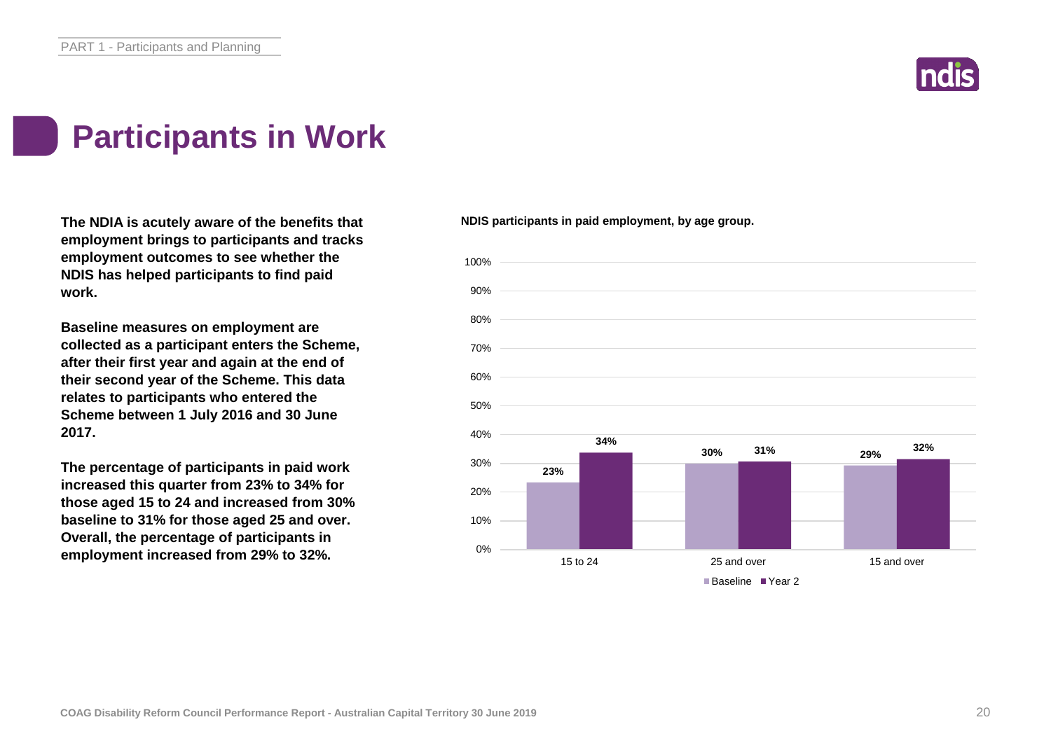# Participants in Work

**The NDIA is acutely aware of the benefits that employment brings to participants and tracks employment outcomes to see whether the NDIS has helped participants to find paid work.**

**Baseline measures on employment are collected as a participant enters the Scheme, after their first year and again at the end of their second year of the Scheme. This data relates to participants who entered the Scheme between 1 July 2016 and 30 June 2017.**

**The percentage of participants in paid work increased this quarter from 23% to 34% for those aged 15 to 24 and increased from 30% baseline to 31% for those aged 25 and over. Overall, the percentage of participants in employment increased from 29% to 32%.**

**NDIS participants in paid employment, by age group.**

| Age group | Baseline | Year 2 |
|---|---|---|
| 15 to 24 | 23% | 34% |
| 25 and over | 30% | 31% |
| 15 and over | 29% | 32% |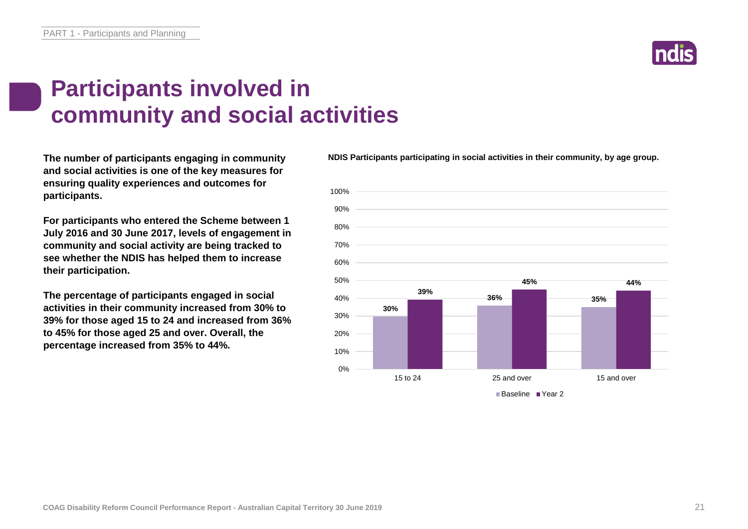# Participants involved in community and social activities

**The number of participants engaging in community and social activities is one of the key measures for ensuring quality experiences and outcomes for participants.**

**For participants who entered the Scheme between 1 July 2016 and 30 June 2017, levels of engagement in community and social activity are being tracked to see whether the NDIS has helped them to increase their participation.**

**The percentage of participants engaged in social activities in their community increased from 30% to 39% for those aged 15 to 24 and increased from 36% to 45% for those aged 25 and over. Overall, the percentage increased from 35% to 44%.**

**NDIS Participants participating in social activities in their community, by age group.**

| Age group | Baseline | Year 2 |
|---|---|---|
| 15 to 24 | 30% | 39% |
| 25 and over | 36% | 45% |
| 15 and over | 35% | 44% |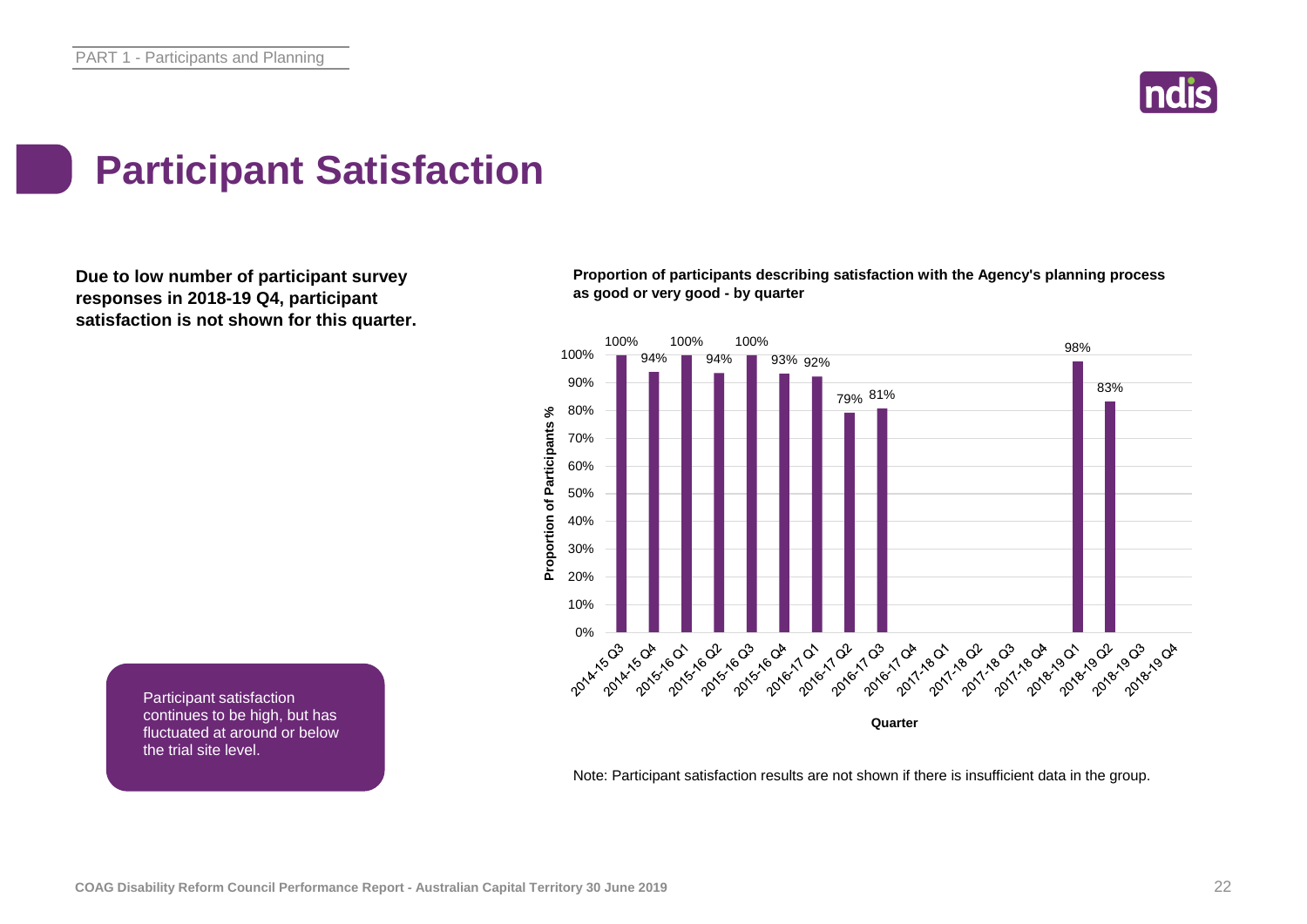# Participant Satisfaction

**Due to low number of participant survey responses in 2018-19 Q4, participant satisfaction is not shown for this quarter.**

**Proportion of participants describing satisfaction with the Agency's planning process as good or very good - by quarter**

| Quarter | Proportion of Participants % |
|---|---|
| 2014-15 Q3 | 100% |
| 2014-15 Q4 | 94% |
| 2015-16 Q1 | 100% |
| 2015-16 Q2 | 94% |
| 2015-16 Q3 | 100% |
| 2015-16 Q4 | 93% |
| 2016-17 Q1 | 92% |
| 2016-17 Q2 | 79% |
| 2016-17 Q3 | 81% |
| 2016-17 Q4 | |
| 2017-18 Q1 | |
| 2017-18 Q2 | |
| 2017-18 Q3 | |
| 2017-18 Q4 | |
| 2018-19 Q1 | 98% |
| 2018-19 Q2 | 83% |
| 2018-19 Q3 | |
| 2018-19 Q4 | |

Participant satisfaction continues to be high, but has fluctuated at around or below the trial site level.

Note: Participant satisfaction results are not shown if there is insufficient data in the group.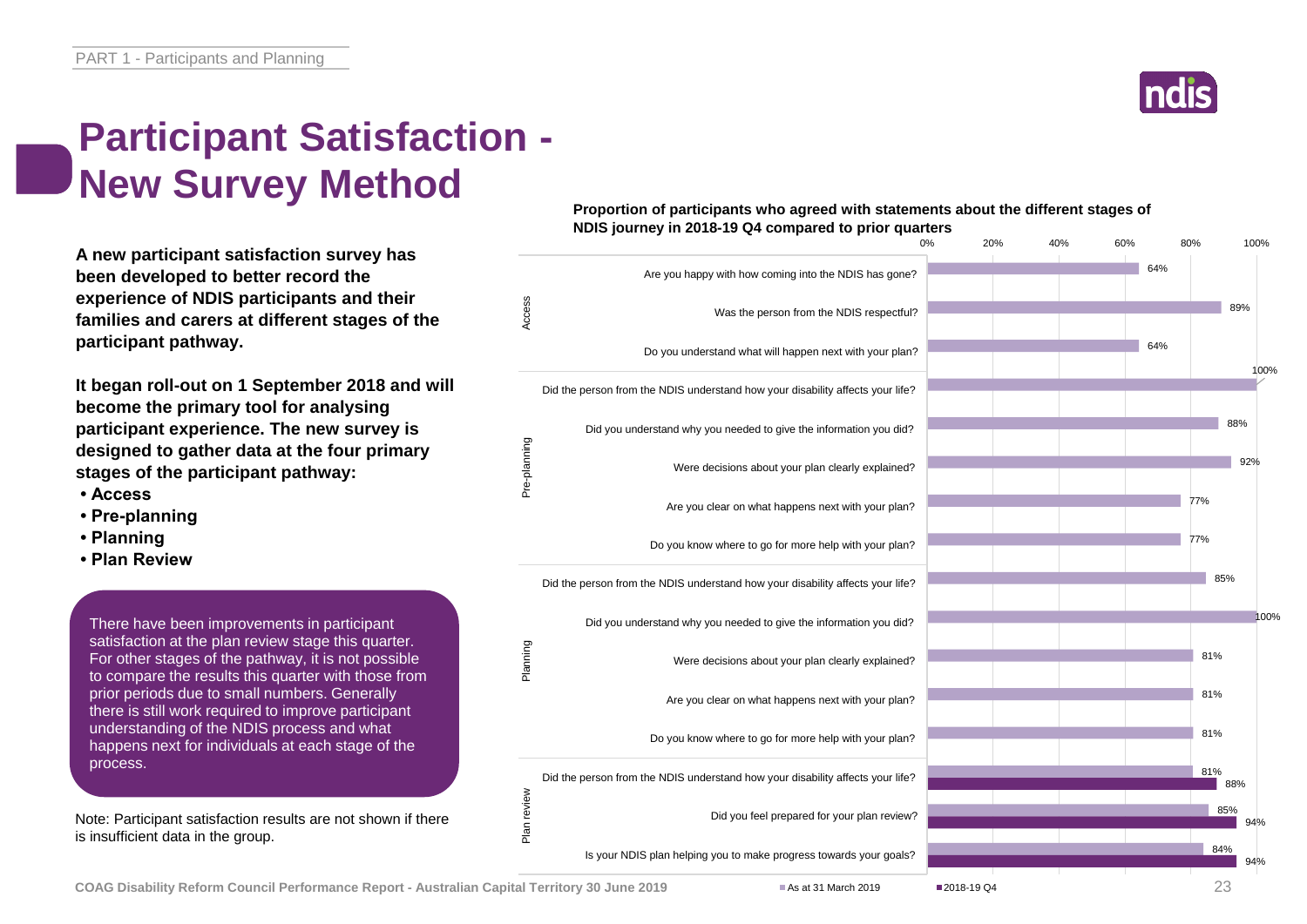# Participant Satisfaction - New Survey Method

**A new participant satisfaction survey has been developed to better record the experience of NDIS participants and their families and carers at different stages of the participant pathway.**

**It began roll-out on 1 September 2018 and will become the primary tool for analysing participant experience. The new survey is designed to gather data at the four primary stages of the participant pathway:**

- **Access**
- **Pre-planning**
- **Planning**
- **Plan Review**

There have been improvements in participant satisfaction at the plan review stage this quarter. For other stages of the pathway, it is not possible to compare the results this quarter with those from prior periods due to small numbers. Generally there is still work required to improve participant understanding of the NDIS process and what happens next for individuals at each stage of the process.

Note: Participant satisfaction results are not shown if there is insufficient data in the group.

**Proportion of participants who agreed with statements about the different stages of NDIS journey in 2018-19 Q4 compared to prior quarters**

| Stage | Statement | As at 31 March 2019 | 2018-19 Q4 |
|---|---|---|---|
| Access | Are you happy with how coming into the NDIS has gone? | 64% | |
| Access | Was the person from the NDIS respectful? | 89% | |
| Access | Do you understand what will happen next with your plan? | 64% | |
| Pre-planning | Did the person from the NDIS understand how your disability affects your life? | 100% | |
| Pre-planning | Did you understand why you needed to give the information you did? | 88% | |
| Pre-planning | Were decisions about your plan clearly explained? | 92% | |
| Pre-planning | Are you clear on what happens next with your plan? | 77% | |
| Pre-planning | Do you know where to go for more help with your plan? | 77% | |
| Planning | Did the person from the NDIS understand how your disability affects your life? | 85% | |
| Planning | Did you understand why you needed to give the information you did? | 100% | |
| Planning | Were decisions about your plan clearly explained? | 81% | |
| Planning | Are you clear on what happens next with your plan? | 81% | |
| Planning | Do you know where to go for more help with your plan? | 81% | |
| Plan review | Did the person from the NDIS understand how your disability affects your life? | 81% | 88% |
| Plan review | Did you feel prepared for your plan review? | 85% | 94% |
| Plan review | Is your NDIS plan helping you to make progress towards your goals? | 84% | 94% |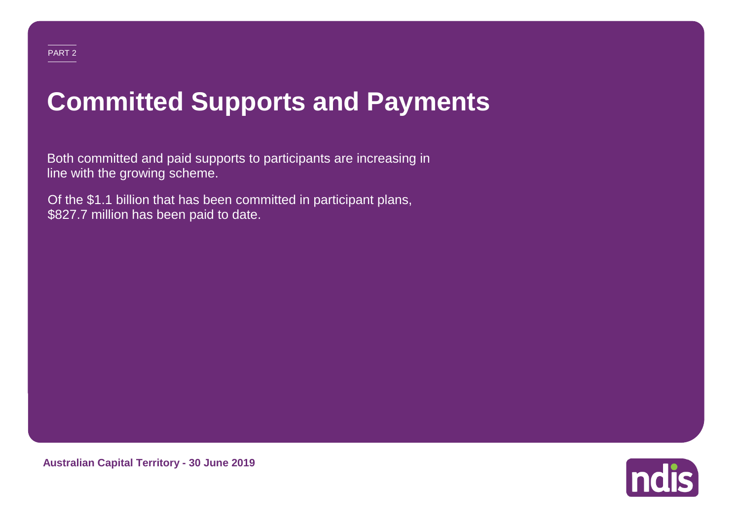PART 2

# Committed Supports and Payments

Both committed and paid supports to participants are increasing in line with the growing scheme.

Of the $1.1 billion that has been committed in participant plans, $827.7 million has been paid to date.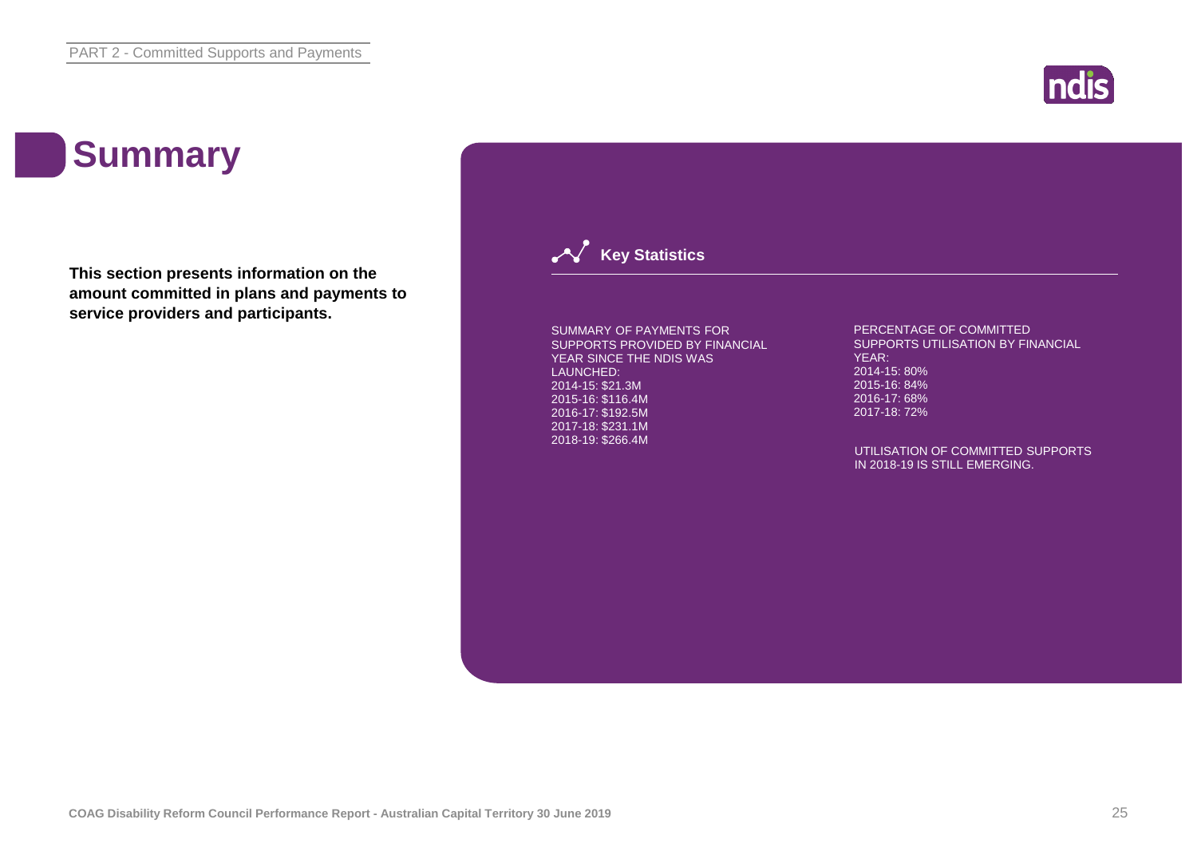# Summary

**This section presents information on the amount committed in plans and payments to service providers and participants.**

## Key Statistics

SUMMARY OF PAYMENTS FOR SUPPORTS PROVIDED BY FINANCIAL YEAR SINCE THE NDIS WAS LAUNCHED:
2014-15: $21.3M
2015-16: $116.4M
2016-17: $192.5M
2017-18: $231.1M
2018-19: $266.4M

PERCENTAGE OF COMMITTED SUPPORTS UTILISATION BY FINANCIAL YEAR:
2014-15: 80%
2015-16: 84%
2016-17: 68%
2017-18: 72%

UTILISATION OF COMMITTED SUPPORTS IN 2018-19 IS STILL EMERGING.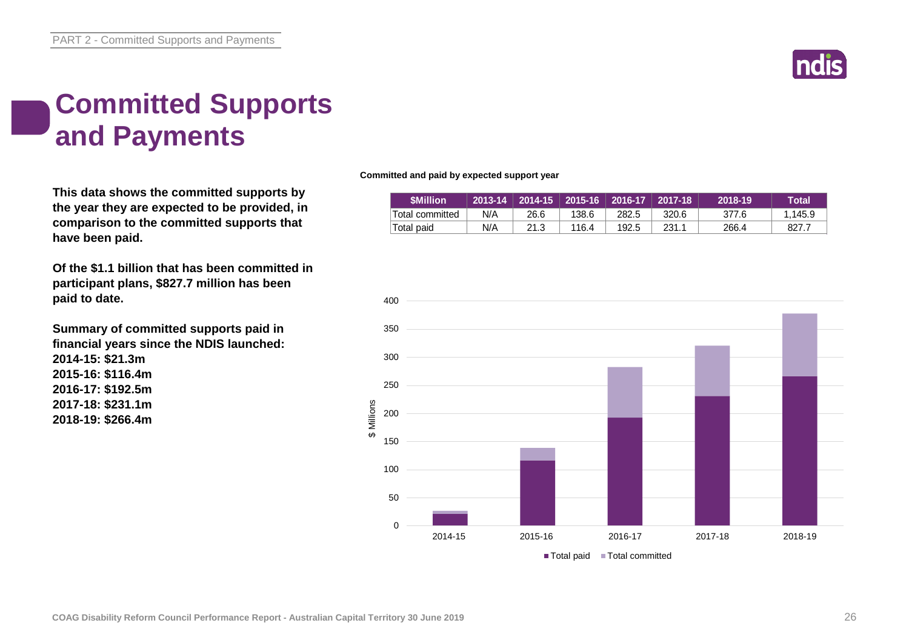# Committed Supports and Payments

**This data shows the committed supports by the year they are expected to be provided, in comparison to the committed supports that have been paid.**

**Of the $1.1 billion that has been committed in participant plans, $827.7 million has been paid to date.**

**Summary of committed supports paid in financial years since the NDIS launched:**
**2014-15: $21.3m**
**2015-16: $116.4m**
**2016-17: $192.5m**
**2017-18: $231.1m**
**2018-19: $266.4m**

**Committed and paid by expected support year**

| $Million | 2013-14 | 2014-15 | 2015-16 | 2016-17 | 2017-18 | 2018-19 | Total |
|---|---|---|---|---|---|---|---|
| Total committed | N/A | 26.6 | 138.6 | 282.5 | 320.6 | 377.6 | 1,145.9 |
| Total paid | N/A | 21.3 | 116.4 | 192.5 | 231.1 | 266.4 | 827.7 |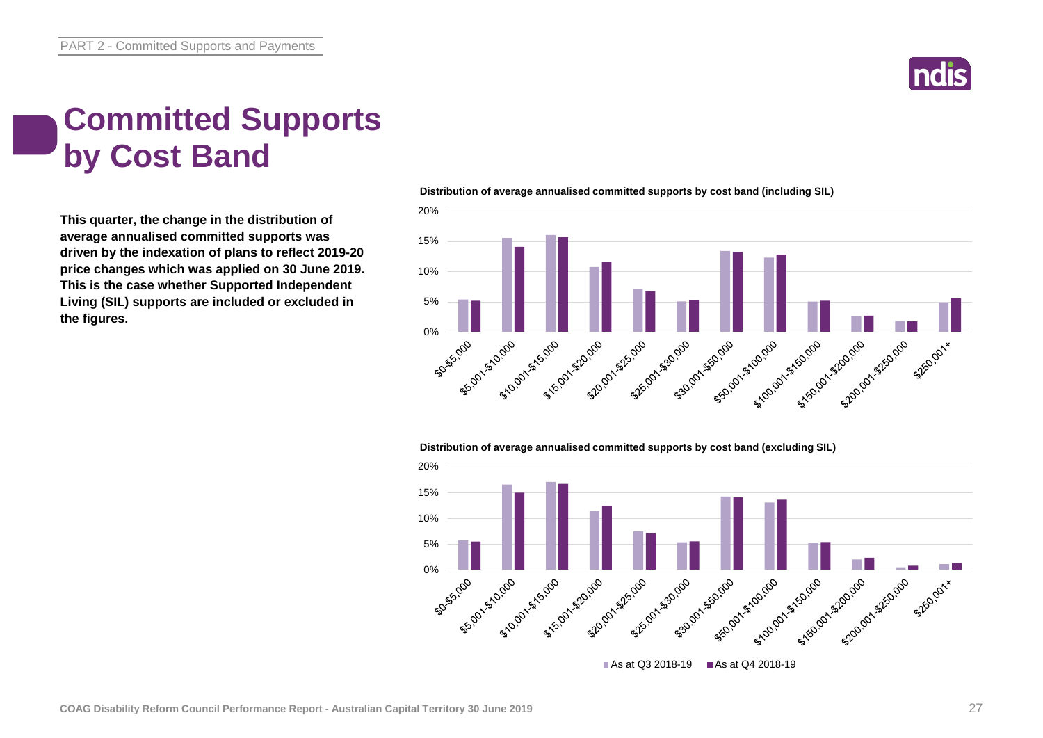# Committed Supports by Cost Band

**This quarter, the change in the distribution of average annualised committed supports was driven by the indexation of plans to reflect 2019-20 price changes which was applied on 30 June 2019. This is the case whether Supported Independent Living (SIL) supports are included or excluded in the figures.**

**Distribution of average annualised committed supports by cost band (including SIL)**

**Distribution of average annualised committed supports by cost band (excluding SIL)**

As at Q3 2018-19 | As at Q4 2018-19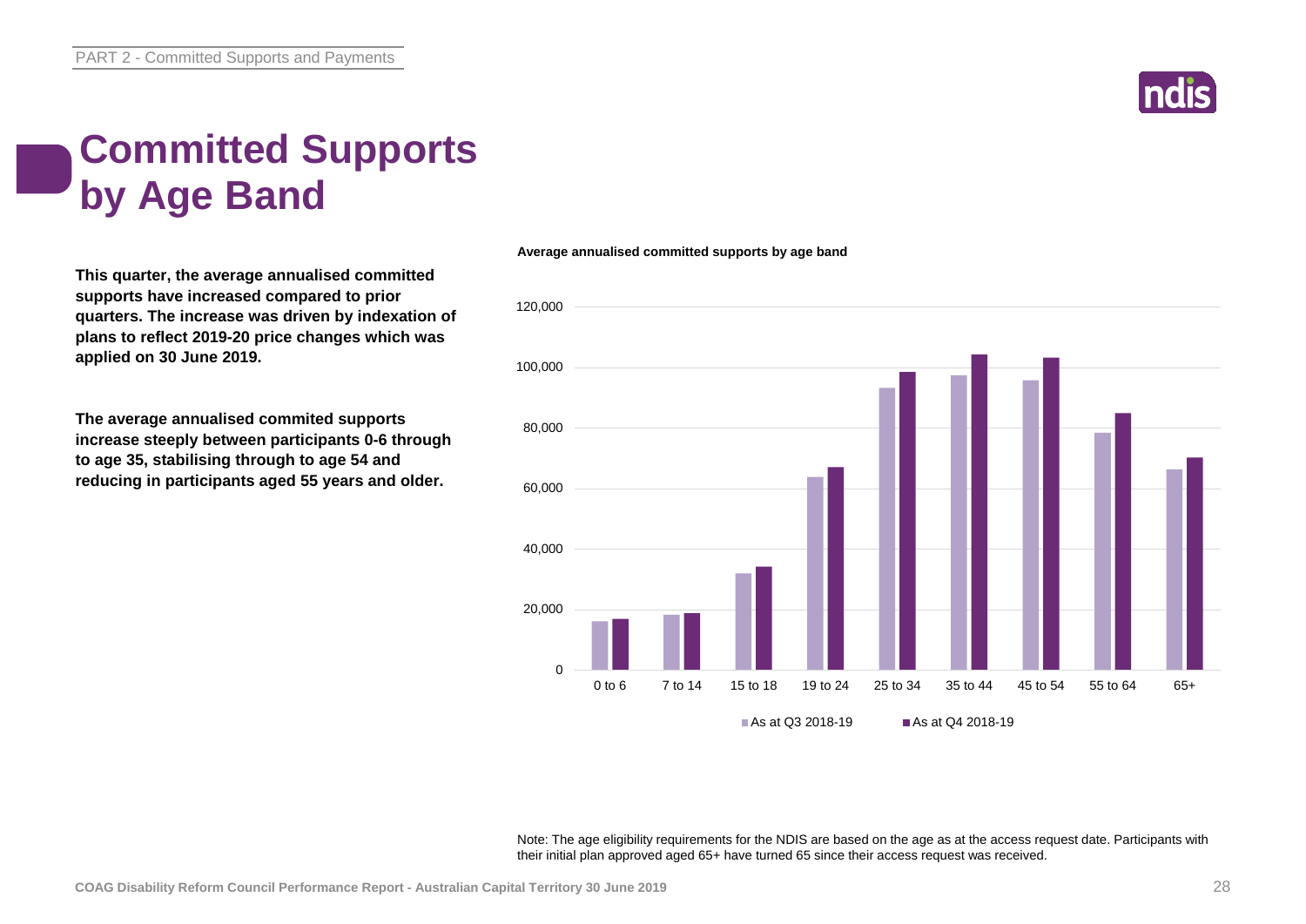# Committed Supports by Age Band

**This quarter, the average annualised committed supports have increased compared to prior quarters. The increase was driven by indexation of plans to reflect 2019-20 price changes which was applied on 30 June 2019.**

**The average annualised commited supports increase steeply between participants 0-6 through to age 35, stabilising through to age 54 and reducing in participants aged 55 years and older.**

**Average annualised committed supports by age band**

Note: The age eligibility requirements for the NDIS are based on the age as at the access request date. Participants with their initial plan approved aged 65+ have turned 65 since their access request was received.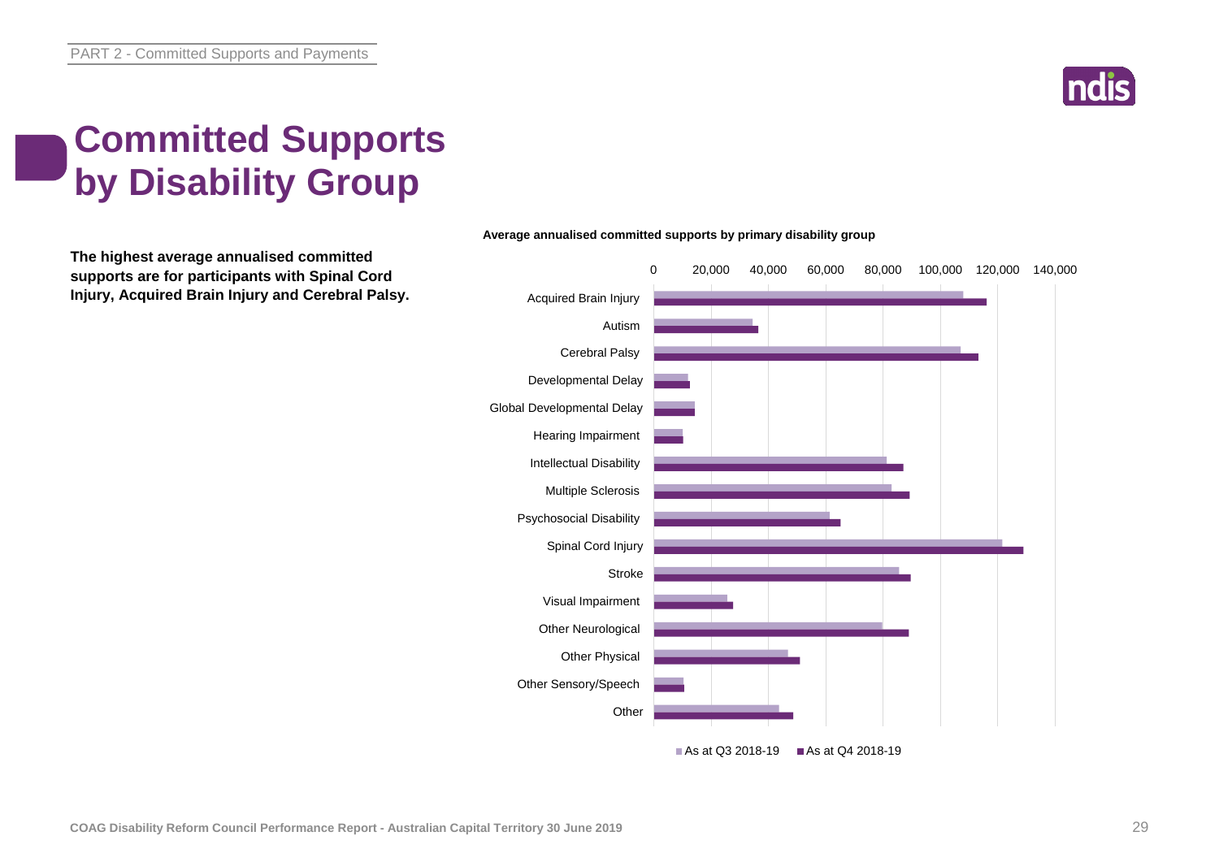# Committed Supports by Disability Group

**The highest average annualised committed supports are for participants with Spinal Cord Injury, Acquired Brain Injury and Cerebral Palsy.**

**Average annualised committed supports by primary disability group**

Acquired Brain Injury
Autism
Cerebral Palsy
Developmental Delay
Global Developmental Delay
Hearing Impairment
Intellectual Disability
Multiple Sclerosis
Psychosocial Disability
Spinal Cord Injury
Stroke
Visual Impairment
Other Neurological
Other Physical
Other Sensory/Speech
Other

0 20,000 40,000 60,000 80,000 100,000 120,000 140,000

As at Q3 2018-19 As at Q4 2018-19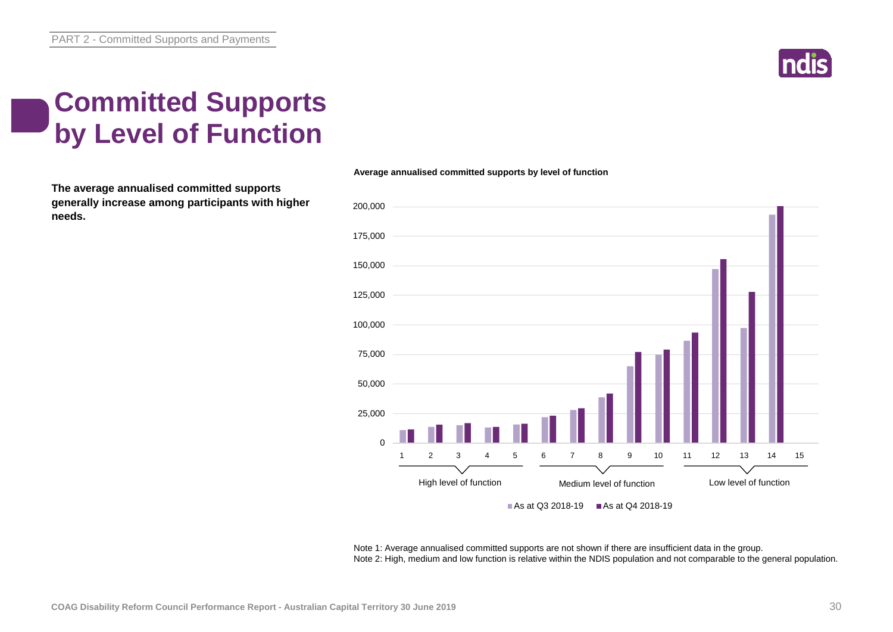# Committed Supports by Level of Function

**The average annualised committed supports generally increase among participants with higher needs.**

**Average annualised committed supports by level of function**

Note 1: Average annualised committed supports are not shown if there are insufficient data in the group.
Note 2: High, medium and low function is relative within the NDIS population and not comparable to the general population.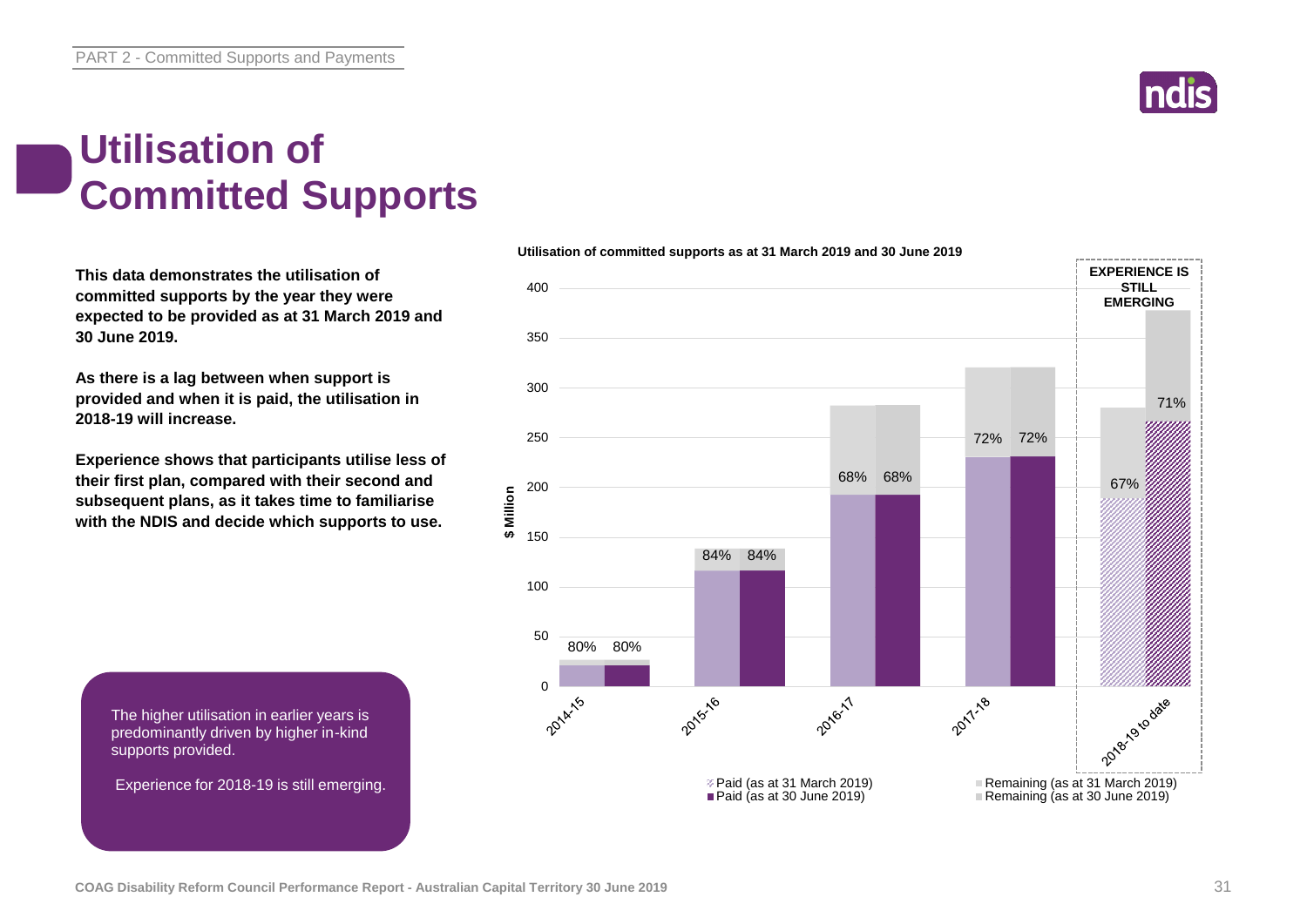# Utilisation of Committed Supports

**This data demonstrates the utilisation of committed supports by the year they were expected to be provided as at 31 March 2019 and 30 June 2019.**

**As there is a lag between when support is provided and when it is paid, the utilisation in 2018-19 will increase.**

**Experience shows that participants utilise less of their first plan, compared with their second and subsequent plans, as it takes time to familiarise with the NDIS and decide which supports to use.**

The higher utilisation in earlier years is predominantly driven by higher in-kind supports provided.

Experience for 2018-19 is still emerging.

**Utilisation of committed supports as at 31 March 2019 and 30 June 2019**

| Year | Utilisation (as at 31 March 2019) | Utilisation (as at 30 June 2019) |
|---|---|---|
| 2014-15 | 80% | 80% |
| 2015-16 | 84% | 84% |
| 2016-17 | 68% | 68% |
| 2017-18 | 72% | 72% |
| 2018-19 to date | 67% | 71% |

EXPERIENCE IS STILL EMERGING (2018-19 to date)

$ Million

Legend: Paid (as at 31 March 2019); Paid (as at 30 June 2019); Remaining (as at 31 March 2019); Remaining (as at 30 June 2019)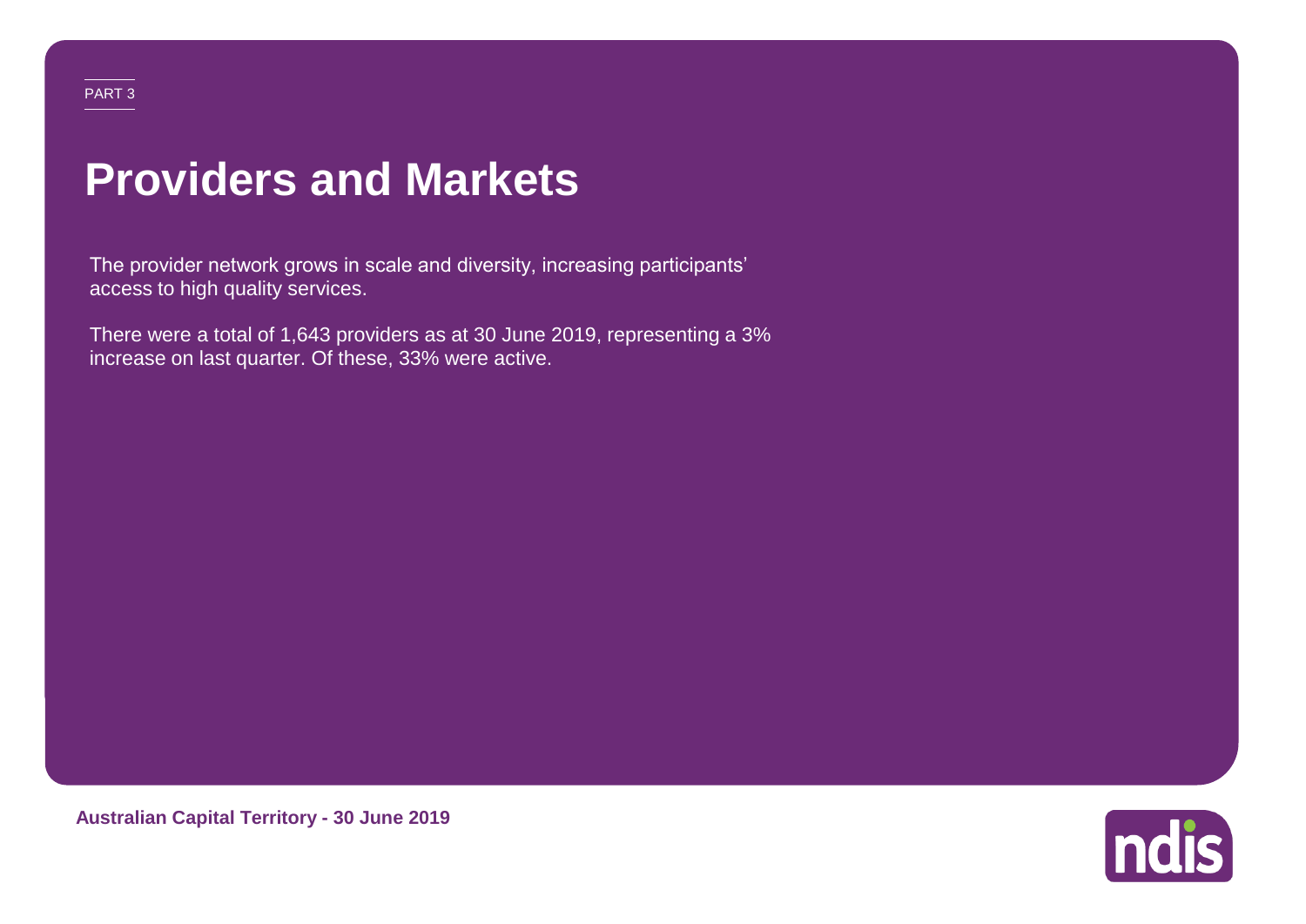PART 3

# Providers and Markets

The provider network grows in scale and diversity, increasing participants' access to high quality services.

There were a total of 1,643 providers as at 30 June 2019, representing a 3% increase on last quarter. Of these, 33% were active.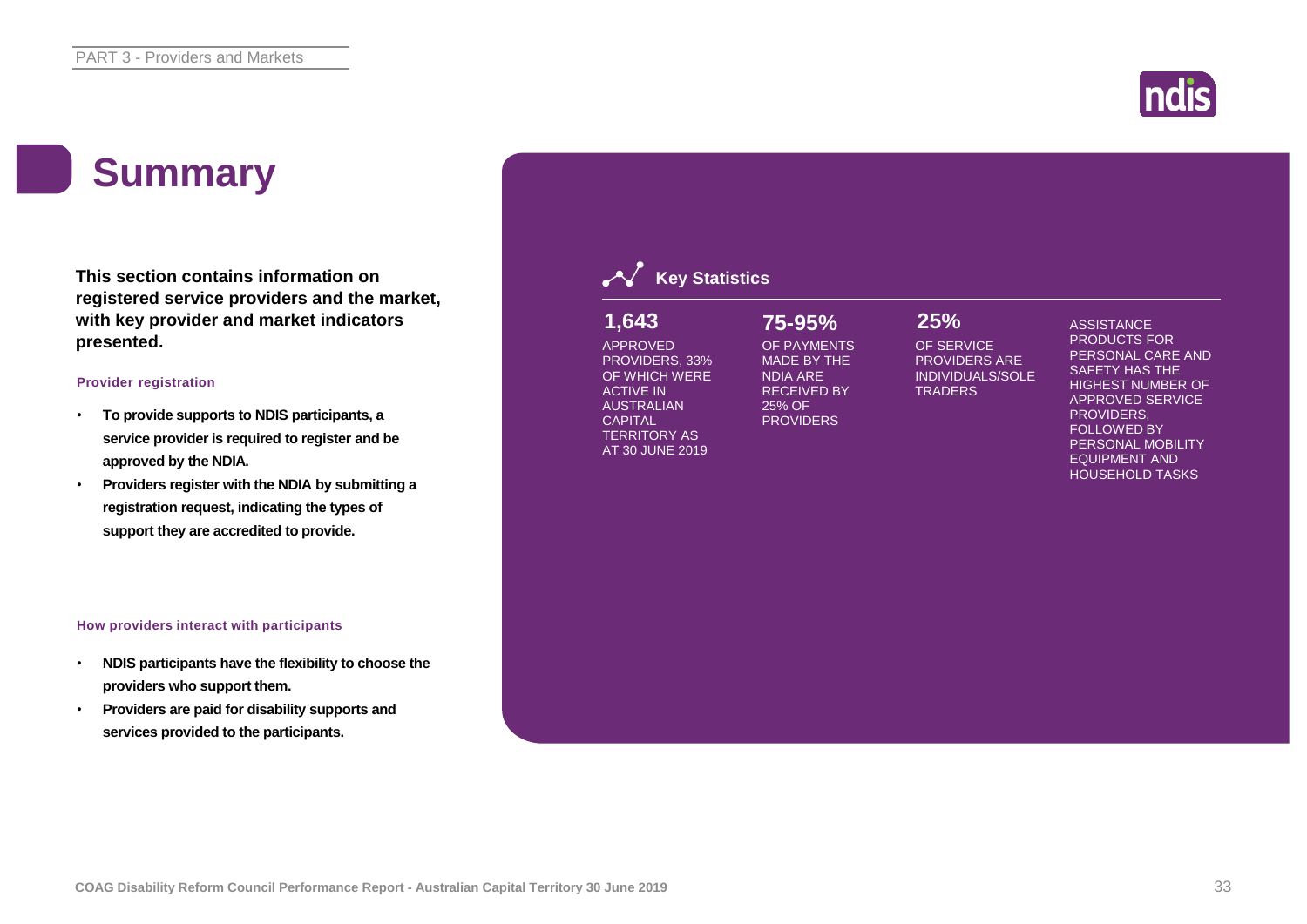# Summary

**This section contains information on registered service providers and the market, with key provider and market indicators presented.**

### Provider registration

- **To provide supports to NDIS participants, a service provider is required to register and be approved by the NDIA.**
- **Providers register with the NDIA by submitting a registration request, indicating the types of support they are accredited to provide.**

### How providers interact with participants

- **NDIS participants have the flexibility to choose the providers who support them.**
- **Providers are paid for disability supports and services provided to the participants.**

## Key Statistics

**1,643**

APPROVED PROVIDERS, 33% OF WHICH WERE ACTIVE IN AUSTRALIAN CAPITAL TERRITORY AS AT 30 JUNE 2019

**75-95%**

OF PAYMENTS MADE BY THE NDIA ARE RECEIVED BY 25% OF PROVIDERS

**25%**

OF SERVICE PROVIDERS ARE INDIVIDUALS/SOLE TRADERS

ASSISTANCE PRODUCTS FOR PERSONAL CARE AND SAFETY HAS THE HIGHEST NUMBER OF APPROVED SERVICE PROVIDERS, FOLLOWED BY PERSONAL MOBILITY EQUIPMENT AND HOUSEHOLD TASKS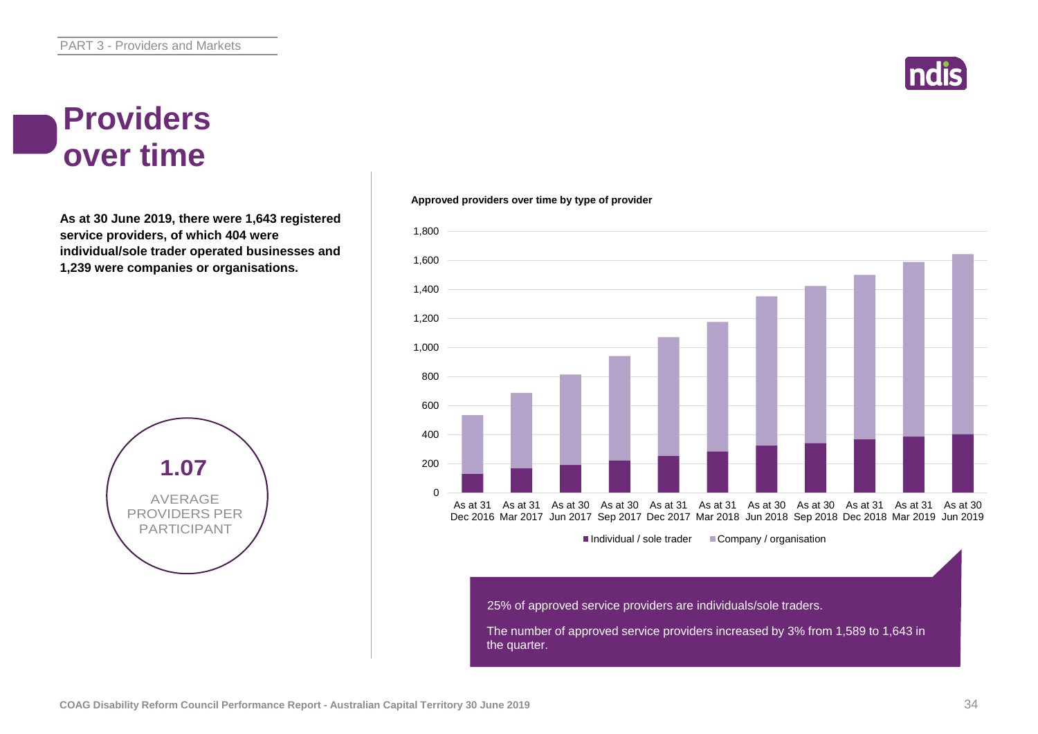PART 3 - Providers and Markets

# Providers over time

**As at 30 June 2019, there were 1,643 registered service providers, of which 404 were individual/sole trader operated businesses and 1,239 were companies or organisations.**

**1.07**

AVERAGE PROVIDERS PER PARTICIPANT

**Approved providers over time by type of provider**

Legend: Individual / sole trader; Company / organisation

Periods: As at 31 Dec 2016, As at 31 Mar 2017, As at 30 Jun 2017, As at 30 Sep 2017, As at 31 Dec 2017, As at 31 Mar 2018, As at 30 Jun 2018, As at 30 Sep 2018, As at 31 Dec 2018, As at 31 Mar 2019, As at 30 Jun 2019

25% of approved service providers are individuals/sole traders.

The number of approved service providers increased by 3% from 1,589 to 1,643 in the quarter.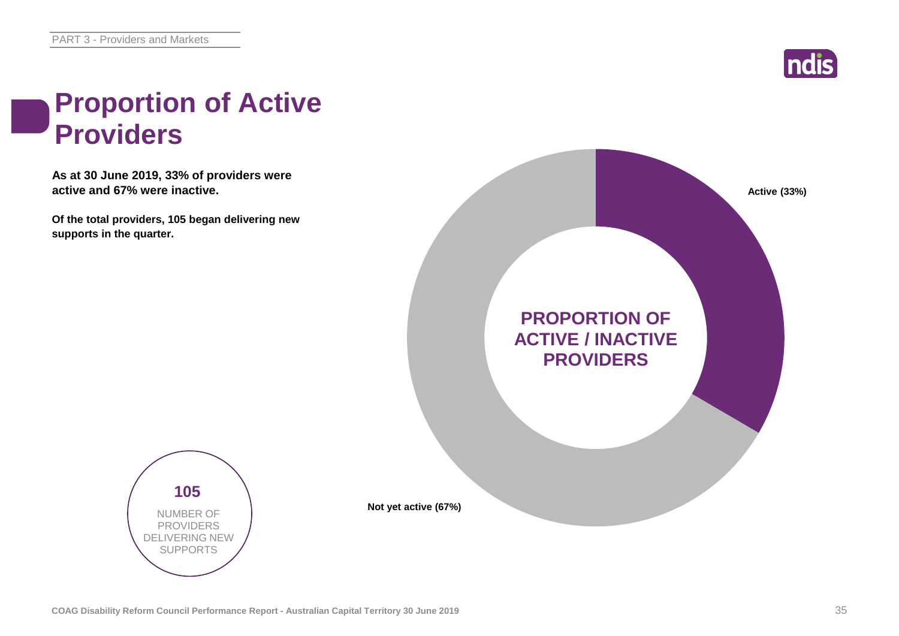# Proportion of Active Providers

**As at 30 June 2019, 33% of providers were active and 67% were inactive.**

**Of the total providers, 105 began delivering new supports in the quarter.**

**PROPORTION OF ACTIVE / INACTIVE PROVIDERS**

**Active (33%)**

**Not yet active (67%)**

**105**

NUMBER OF PROVIDERS DELIVERING NEW SUPPORTS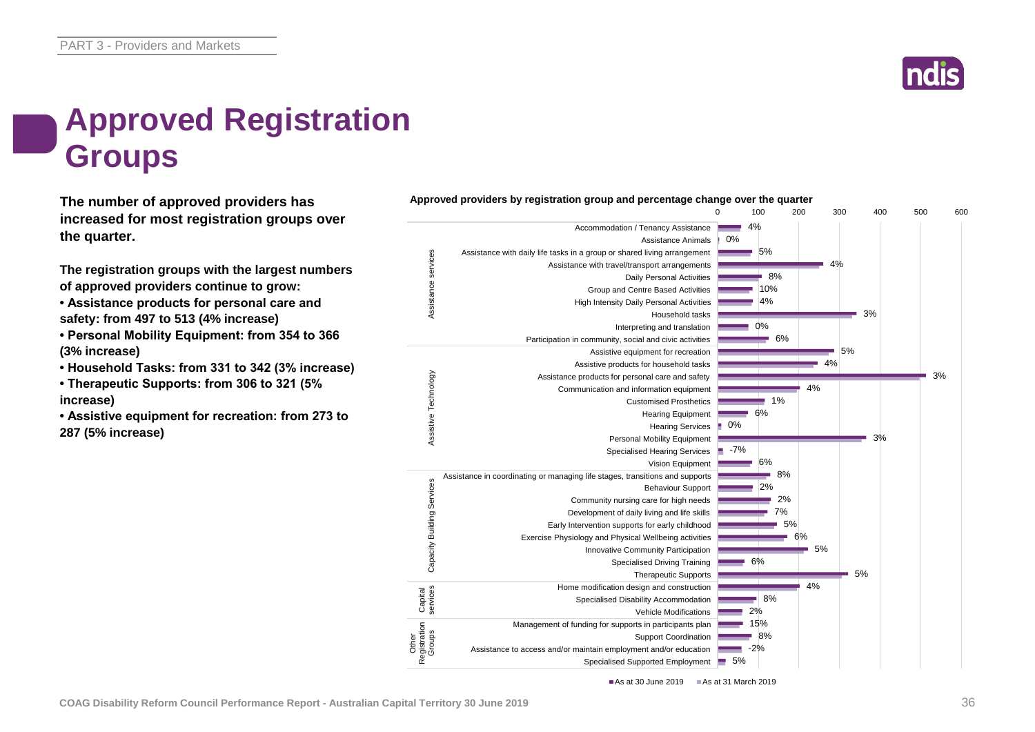# Approved Registration Groups

**The number of approved providers has increased for most registration groups over the quarter.**

**The registration groups with the largest numbers of approved providers continue to grow:**

- **Assistance products for personal care and safety: from 497 to 513 (4% increase)**
- **Personal Mobility Equipment: from 354 to 366 (3% increase)**
- **Household Tasks: from 331 to 342 (3% increase)**
- **Therapeutic Supports: from 306 to 321 (5% increase)**
- **Assistive equipment for recreation: from 273 to 287 (5% increase)**

**Approved providers by registration group and percentage change over the quarter**

| Category | Registration group | % change |
|---|---|---|
| Assistance services | Accommodation / Tenancy Assistance | 4% |
| | Assistance Animals | 0% |
| | Assistance with daily life tasks in a group or shared living arrangement | 5% |
| | Assistance with travel/transport arrangements | 4% |
| | Daily Personal Activities | 8% |
| | Group and Centre Based Activities | 10% |
| | High Intensity Daily Personal Activities | 4% |
| | Household tasks | 3% |
| | Interpreting and translation | 0% |
| | Participation in community, social and civic activities | 6% |
| Assistive Technology | Assistive equipment for recreation | 5% |
| | Assistive products for household tasks | 4% |
| | Assistance products for personal care and safety | 3% |
| | Communication and information equipment | 4% |
| | Customised Prosthetics | 1% |
| | Hearing Equipment | 6% |
| | Hearing Services | 0% |
| | Personal Mobility Equipment | 3% |
| | Specialised Hearing Services | -7% |
| | Vision Equipment | 6% |
| Capacity Building Services | Assistance in coordinating or managing life stages, transitions and supports | 8% |
| | Behaviour Support | 2% |
| | Community nursing care for high needs | 2% |
| | Development of daily living and life skills | 7% |
| | Early Intervention supports for early childhood | 5% |
| | Exercise Physiology and Physical Wellbeing activities | 6% |
| | Innovative Community Participation | 5% |
| | Specialised Driving Training | 6% |
| | Therapeutic Supports | 5% |
| Capital services | Home modification design and construction | 4% |
| | Specialised Disability Accommodation | 8% |
| | Vehicle Modifications | 2% |
| Other Registration Groups | Management of funding for supports in participants plan | 15% |
| | Support Coordination | 8% |
| | Assistance to access and/or maintain employment and/or education | -2% |
| | Specialised Supported Employment | 5% |

■ As at 30 June 2019 ■ As at 31 March 2019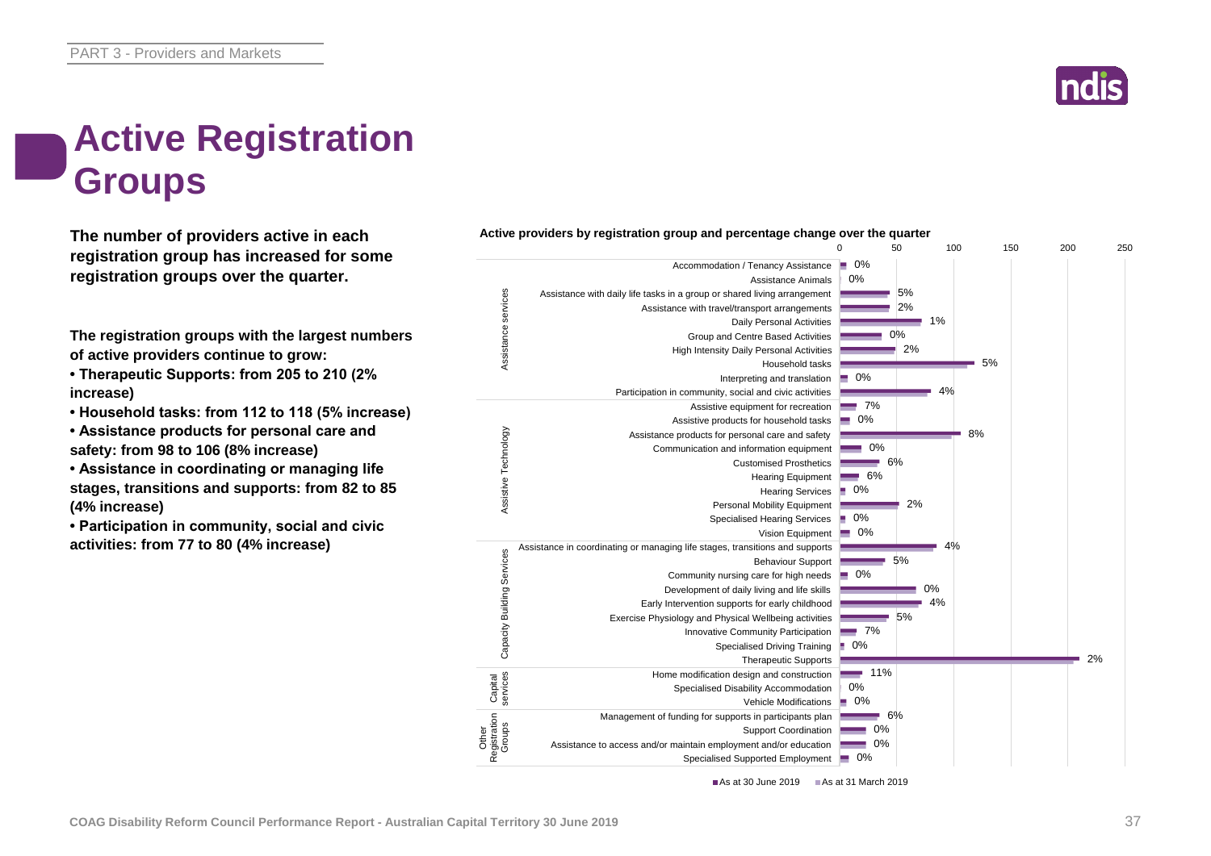# Active Registration Groups

**The number of providers active in each registration group has increased for some registration groups over the quarter.**

**The registration groups with the largest numbers of active providers continue to grow:**

- **Therapeutic Supports: from 205 to 210 (2% increase)**
- **Household tasks: from 112 to 118 (5% increase)**
- **Assistance products for personal care and safety: from 98 to 106 (8% increase)**
- **Assistance in coordinating or managing life stages, transitions and supports: from 82 to 85 (4% increase)**
- **Participation in community, social and civic activities: from 77 to 80 (4% increase)**

**Active providers by registration group and percentage change over the quarter**

| Category | Registration group | % change |
|---|---|---|
| Assistance services | Accommodation / Tenancy Assistance | 0% |
| | Assistance Animals | 0% |
| | Assistance with daily life tasks in a group or shared living arrangement | 5% |
| | Assistance with travel/transport arrangements | 2% |
| | Daily Personal Activities | 1% |
| | Group and Centre Based Activities | 0% |
| | High Intensity Daily Personal Activities | 2% |
| | Household tasks | 5% |
| | Interpreting and translation | 0% |
| | Participation in community, social and civic activities | 4% |
| Assistive Technology | Assistive equipment for recreation | 7% |
| | Assistive products for household tasks | 0% |
| | Assistance products for personal care and safety | 8% |
| | Communication and information equipment | 0% |
| | Customised Prosthetics | 6% |
| | Hearing Equipment | 6% |
| | Hearing Services | 0% |
| | Personal Mobility Equipment | 2% |
| | Specialised Hearing Services | 0% |
| | Vision Equipment | 0% |
| Capacity Building Services | Assistance in coordinating or managing life stages, transitions and supports | 4% |
| | Behaviour Support | 5% |
| | Community nursing care for high needs | 0% |
| | Development of daily living and life skills | 0% |
| | Early Intervention supports for early childhood | 4% |
| | Exercise Physiology and Physical Wellbeing activities | 5% |
| | Innovative Community Participation | 7% |
| | Specialised Driving Training | 0% |
| | Therapeutic Supports | 2% |
| Capital services | Home modification design and construction | 11% |
| | Specialised Disability Accommodation | 0% |
| | Vehicle Modifications | 0% |
| Other Registration Groups | Management of funding for supports in participants plan | 6% |
| | Support Coordination | 0% |
| | Assistance to access and/or maintain employment and/or education | 0% |
| | Specialised Supported Employment | 0% |

■ As at 30 June 2019 ■ As at 31 March 2019

COAG Disability Reform Council Performance Report - Australian Capital Territory 30 June 2019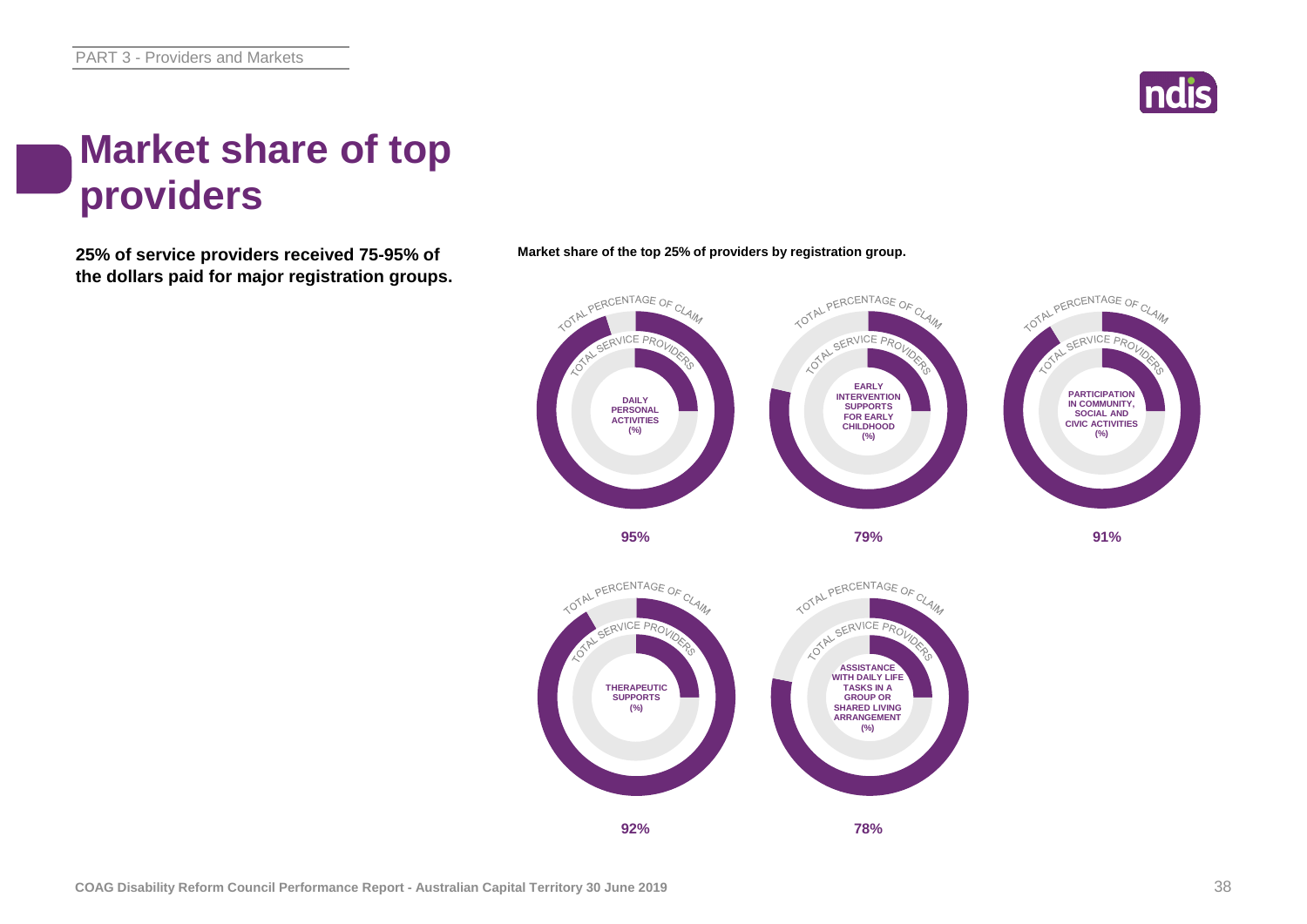# Market share of top providers

**25% of service providers received 75-95% of the dollars paid for major registration groups.**

**Market share of the top 25% of providers by registration group.**

| Registration group | Total percentage of claim |
|---|---|
| Daily Personal Activities (%) | 95% |
| Early Intervention Supports for Early Childhood (%) | 79% |
| Participation in Community, Social and Civic Activities (%) | 91% |
| Therapeutic Supports (%) | 92% |
| Assistance with Daily Life Tasks in a Group or Shared Living Arrangement (%) | 78% |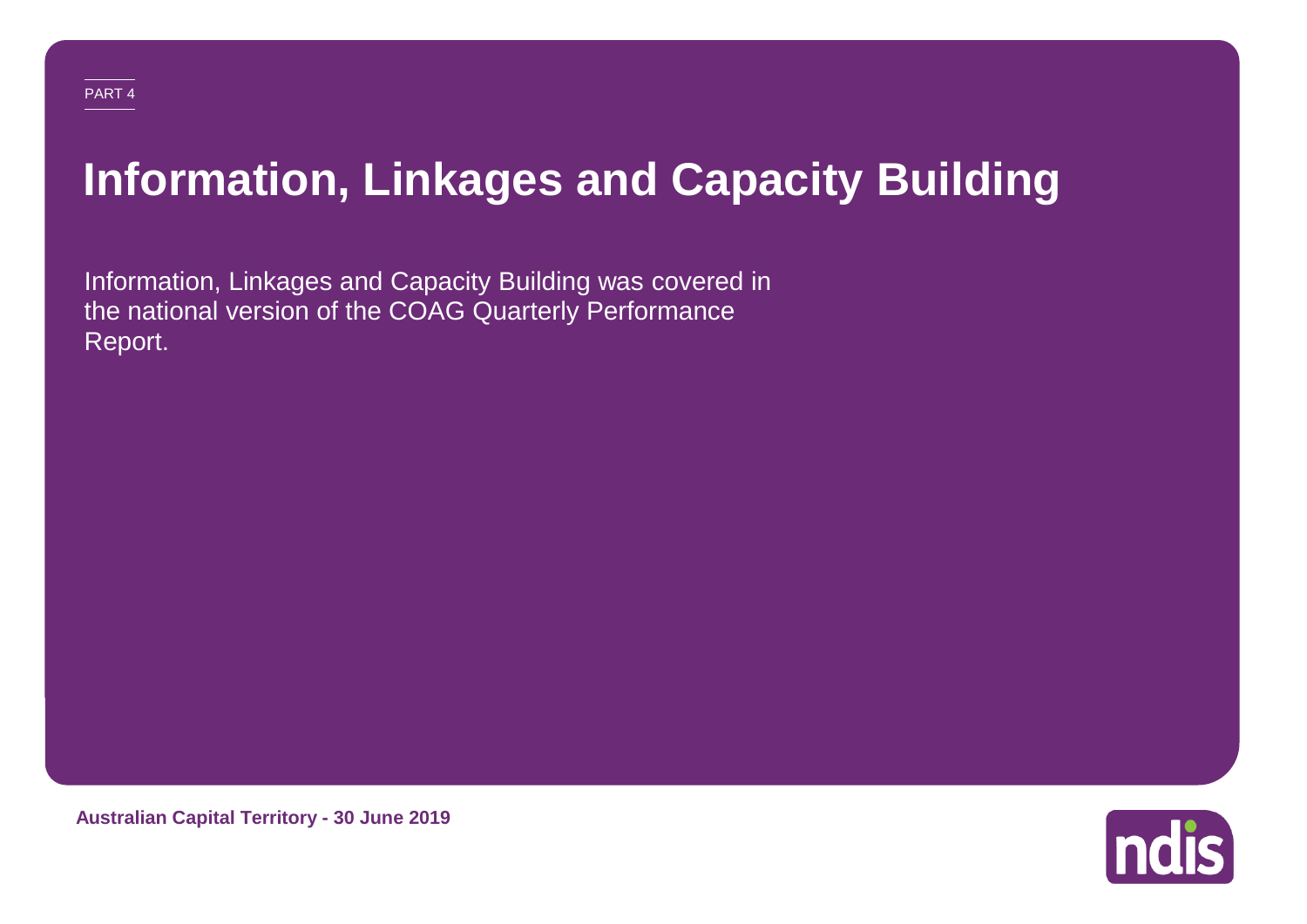PART 4

# Information, Linkages and Capacity Building

Information, Linkages and Capacity Building was covered in the national version of the COAG Quarterly Performance Report.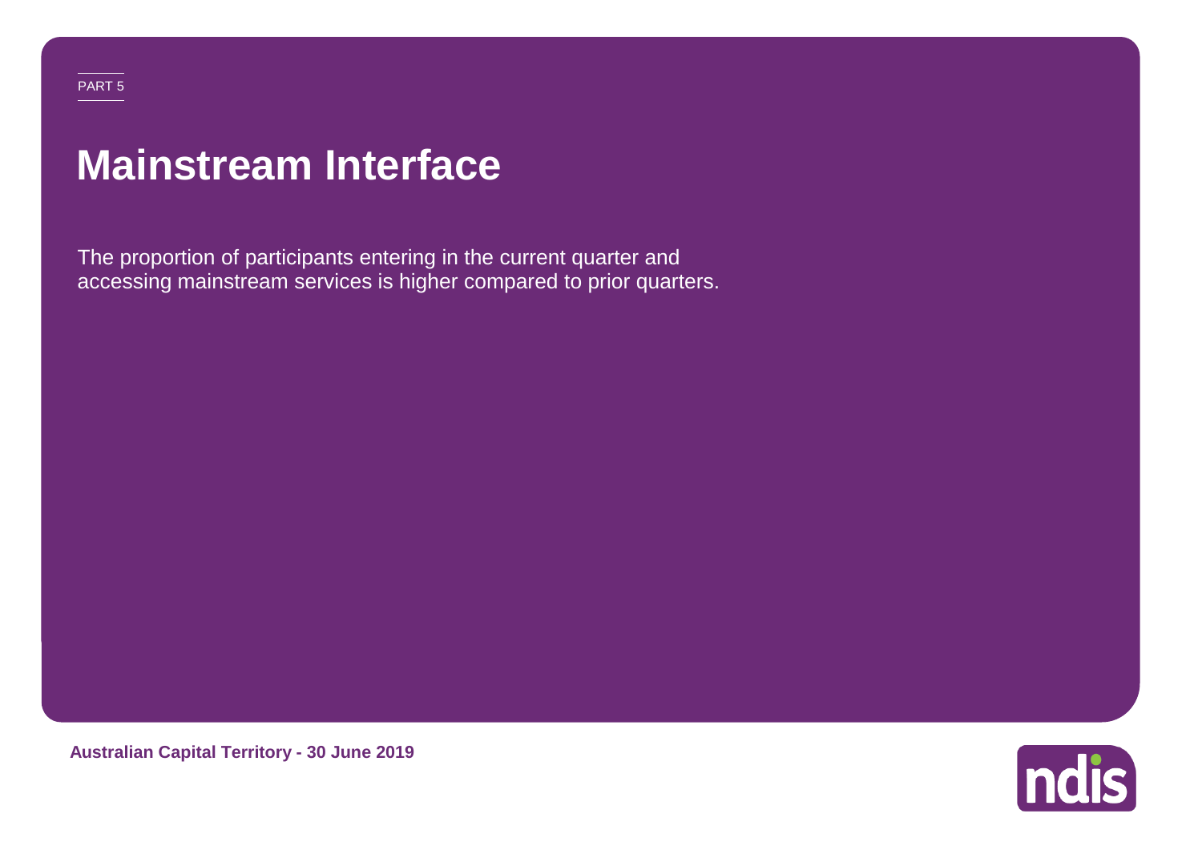PART 5

# Mainstream Interface

The proportion of participants entering in the current quarter and accessing mainstream services is higher compared to prior quarters.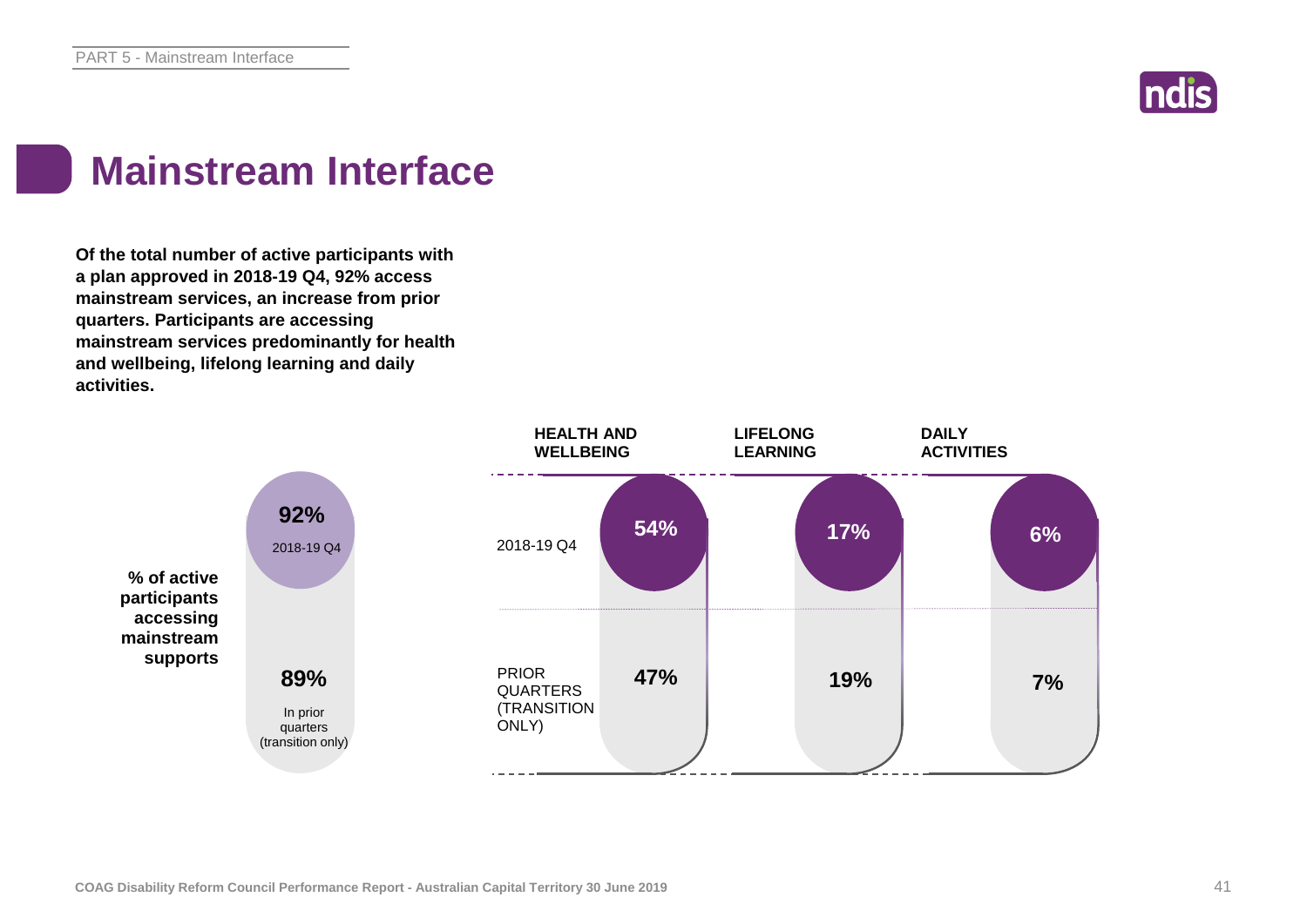# Mainstream Interface

**Of the total number of active participants with a plan approved in 2018-19 Q4, 92% access mainstream services, an increase from prior quarters. Participants are accessing mainstream services predominantly for health and wellbeing, lifelong learning and daily activities.**

**% of active participants accessing mainstream supports**

| | % |
|---|---|
| 2018-19 Q4 | 92% |
| In prior quarters (transition only) | 89% |

| | HEALTH AND WELLBEING | LIFELONG LEARNING | DAILY ACTIVITIES |
|---|---|---|---|
| 2018-19 Q4 | 54% | 17% | 6% |
| PRIOR QUARTERS (TRANSITION ONLY) | 47% | 19% | 7% |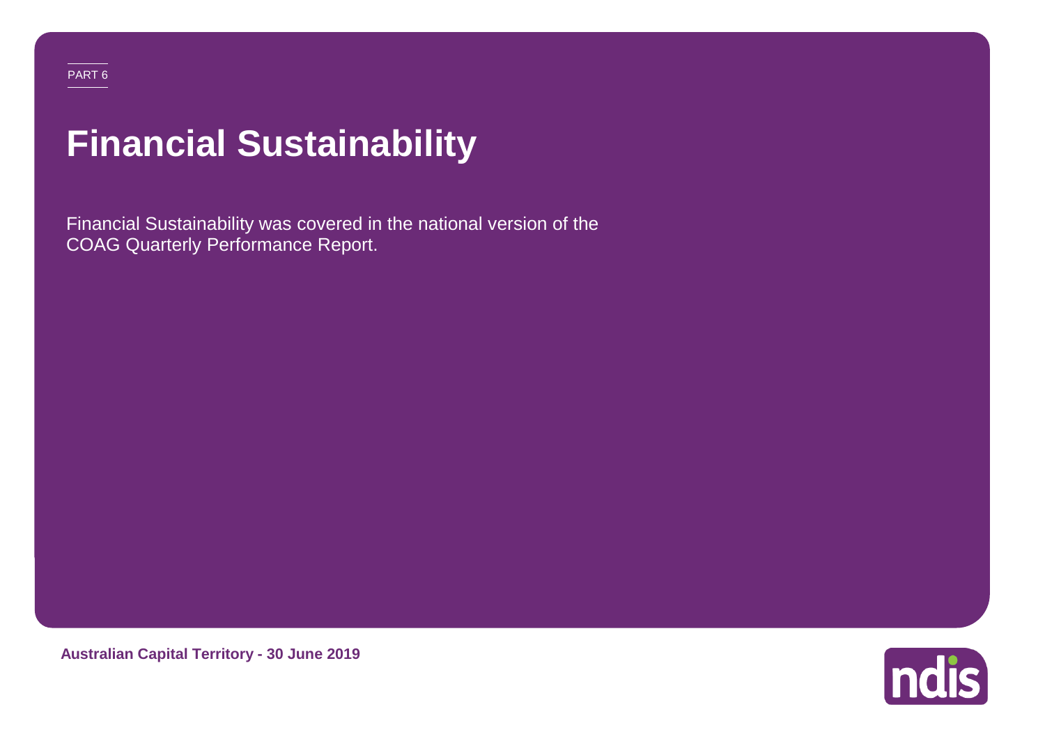PART 6

# Financial Sustainability

Financial Sustainability was covered in the national version of the COAG Quarterly Performance Report.

**Australian Capital Territory - 30 June 2019**